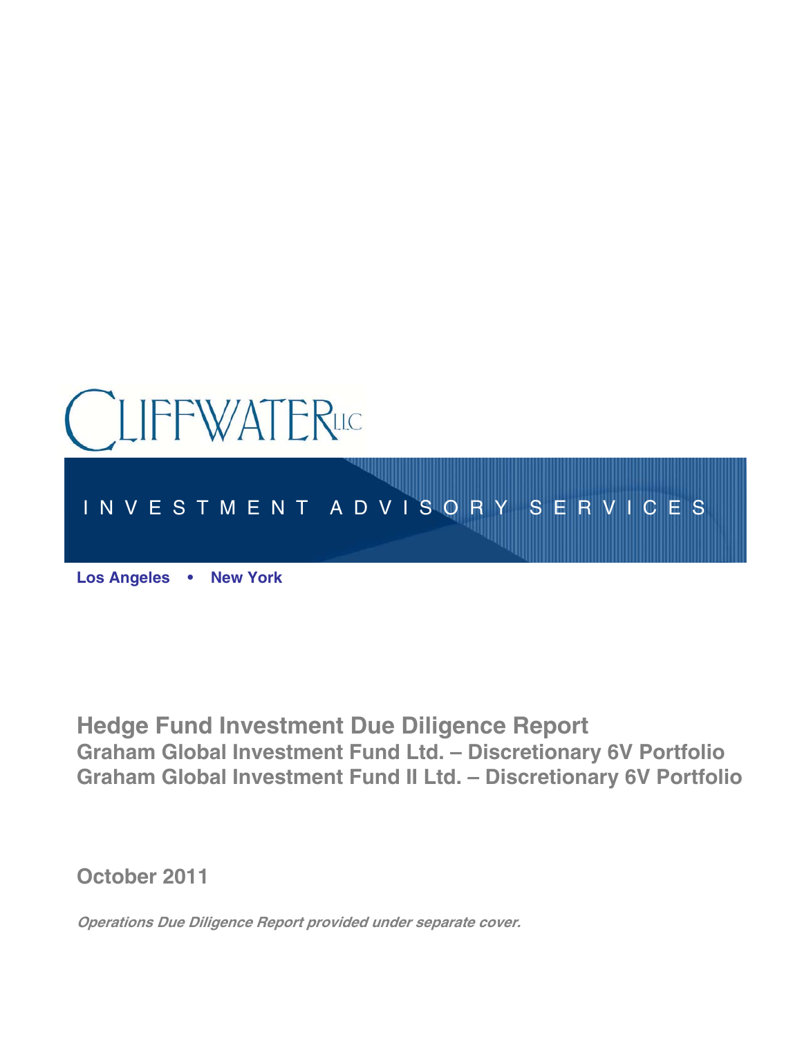CLIFFWATER LLC

INVESTMENT ADVISORY SERVICES

**Los Angeles • New York**

# Hedge Fund Investment Due Diligence Report

## Graham Global Investment Fund Ltd. – Discretionary 6V Portfolio

## Graham Global Investment Fund II Ltd. – Discretionary 6V Portfolio

**October 2011**

***Operations Due Diligence Report provided under separate cover.***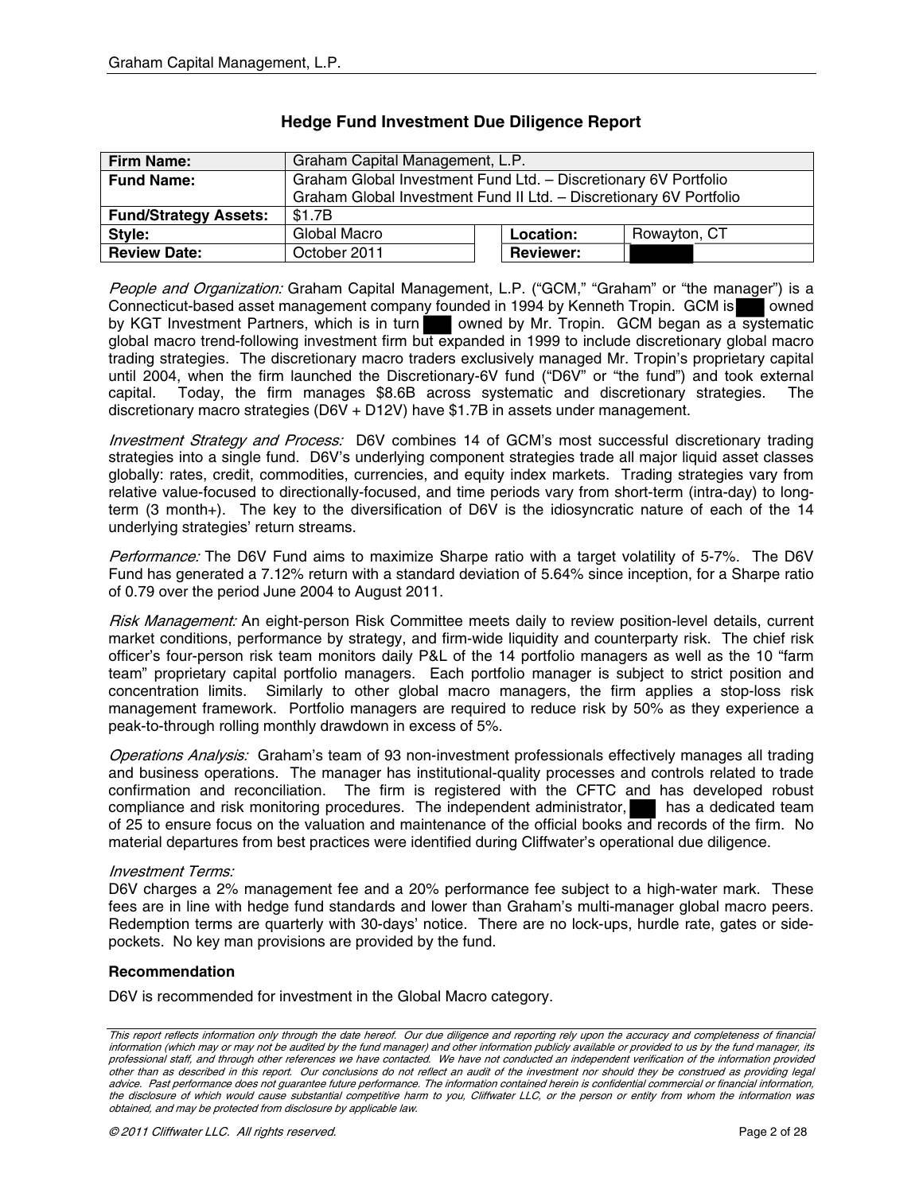## Hedge Fund Investment Due Diligence Report

| Firm Name: | Graham Capital Management, L.P. | | |
|---|---|---|---|
| Fund Name: | Graham Global Investment Fund Ltd. – Discretionary 6V Portfolio<br>Graham Global Investment Fund II Ltd. – Discretionary 6V Portfolio | | |
| Fund/Strategy Assets: | $1.7B | | |
| Style: | Global Macro | Location: | Rowayton, CT |
| Review Date: | October 2011 | Reviewer: | |

*People and Organization:* Graham Capital Management, L.P. ("GCM," "Graham" or "the manager") is a Connecticut-based asset management company founded in 1994 by Kenneth Tropin. GCM is owned by KGT Investment Partners, which is in turn owned by Mr. Tropin. GCM began as a systematic global macro trend-following investment firm but expanded in 1999 to include discretionary global macro trading strategies. The discretionary macro traders exclusively managed Mr. Tropin's proprietary capital until 2004, when the firm launched the Discretionary-6V fund ("D6V" or "the fund") and took external capital. Today, the firm manages $8.6B across systematic and discretionary strategies. The discretionary macro strategies (D6V + D12V) have $1.7B in assets under management.

*Investment Strategy and Process:* D6V combines 14 of GCM's most successful discretionary trading strategies into a single fund. D6V's underlying component strategies trade all major liquid asset classes globally: rates, credit, commodities, currencies, and equity index markets. Trading strategies vary from relative value-focused to directionally-focused, and time periods vary from short-term (intra-day) to long-term (3 month+). The key to the diversification of D6V is the idiosyncratic nature of each of the 14 underlying strategies' return streams.

*Performance:* The D6V Fund aims to maximize Sharpe ratio with a target volatility of 5-7%. The D6V Fund has generated a 7.12% return with a standard deviation of 5.64% since inception, for a Sharpe ratio of 0.79 over the period June 2004 to August 2011.

*Risk Management:* An eight-person Risk Committee meets daily to review position-level details, current market conditions, performance by strategy, and firm-wide liquidity and counterparty risk. The chief risk officer's four-person risk team monitors daily P&L of the 14 portfolio managers as well as the 10 "farm team" proprietary capital portfolio managers. Each portfolio manager is subject to strict position and concentration limits. Similarly to other global macro managers, the firm applies a stop-loss risk management framework. Portfolio managers are required to reduce risk by 50% as they experience a peak-to-through rolling monthly drawdown in excess of 5%.

*Operations Analysis:* Graham's team of 93 non-investment professionals effectively manages all trading and business operations. The manager has institutional-quality processes and controls related to trade confirmation and reconciliation. The firm is registered with the CFTC and has developed robust compliance and risk monitoring procedures. The independent administrator, has a dedicated team of 25 to ensure focus on the valuation and maintenance of the official books and records of the firm. No material departures from best practices were identified during Cliffwater's operational due diligence.

*Investment Terms:*
D6V charges a 2% management fee and a 20% performance fee subject to a high-water mark. These fees are in line with hedge fund standards and lower than Graham's multi-manager global macro peers. Redemption terms are quarterly with 30-days' notice. There are no lock-ups, hurdle rate, gates or side-pockets. No key man provisions are provided by the fund.

**Recommendation**

D6V is recommended for investment in the Global Macro category.

*This report reflects information only through the date hereof. Our due diligence and reporting rely upon the accuracy and completeness of financial information (which may or may not be audited by the fund manager) and other information publicly available or provided to us by the fund manager, its professional staff, and through other references we have contacted. We have not conducted an independent verification of the information provided other than as described in this report. Our conclusions do not reflect an audit of the investment nor should they be construed as providing legal advice. Past performance does not guarantee future performance. The information contained herein is confidential commercial or financial information, the disclosure of which would cause substantial competitive harm to you, Cliffwater LLC, or the person or entity from whom the information was obtained, and may be protected from disclosure by applicable law.*

*© 2011 Cliffwater LLC. All rights reserved.*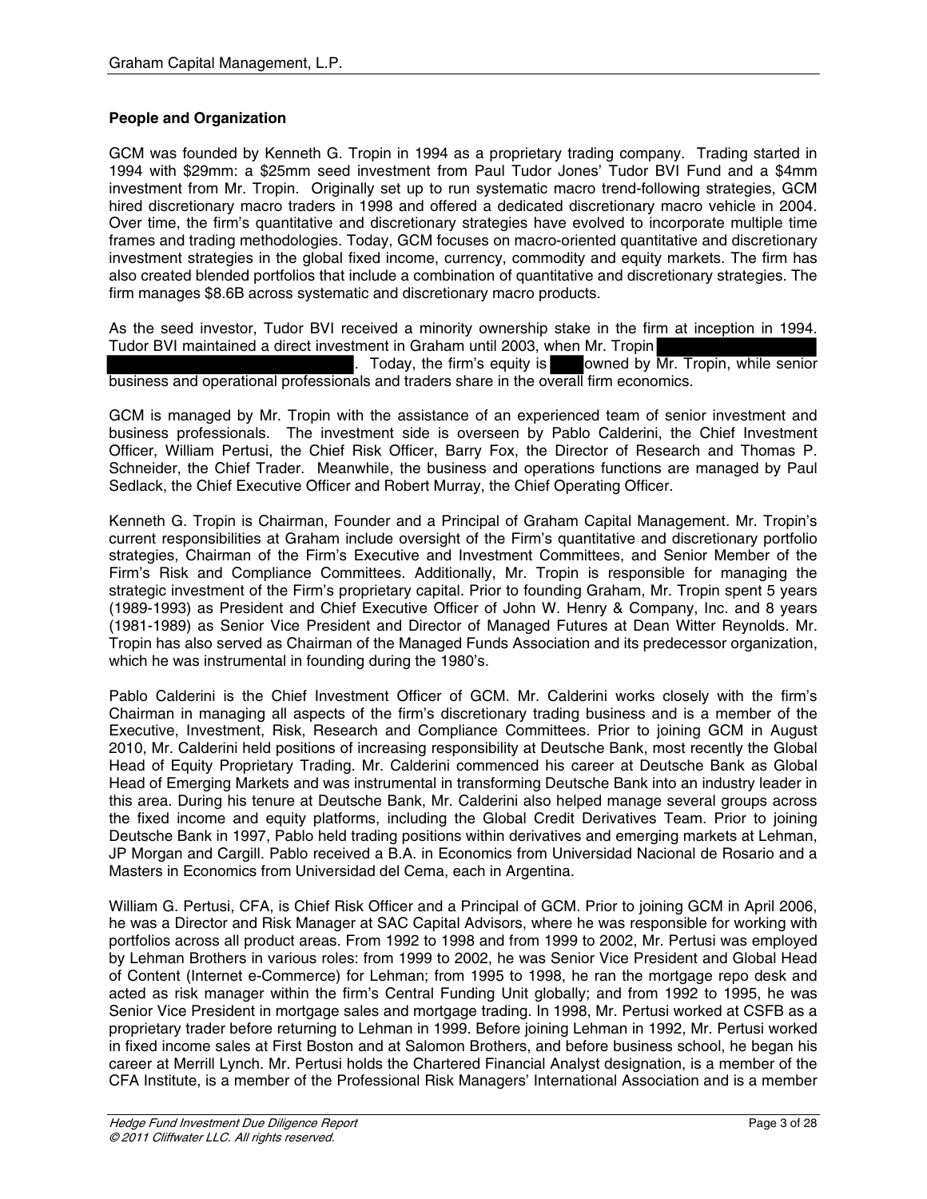## People and Organization

GCM was founded by Kenneth G. Tropin in 1994 as a proprietary trading company. Trading started in 1994 with $29mm: a $25mm seed investment from Paul Tudor Jones' Tudor BVI Fund and a $4mm investment from Mr. Tropin. Originally set up to run systematic macro trend-following strategies, GCM hired discretionary macro traders in 1998 and offered a dedicated discretionary macro vehicle in 2004. Over time, the firm's quantitative and discretionary strategies have evolved to incorporate multiple time frames and trading methodologies. Today, GCM focuses on macro-oriented quantitative and discretionary investment strategies in the global fixed income, currency, commodity and equity markets. The firm has also created blended portfolios that include a combination of quantitative and discretionary strategies. The firm manages $8.6B across systematic and discretionary macro products.

As the seed investor, Tudor BVI received a minority ownership stake in the firm at inception in 1994. Tudor BVI maintained a direct investment in Graham until 2003, when Mr. Tropin [REDACTED]. Today, the firm's equity is [REDACTED] owned by Mr. Tropin, while senior business and operational professionals and traders share in the overall firm economics.

GCM is managed by Mr. Tropin with the assistance of an experienced team of senior investment and business professionals. The investment side is overseen by Pablo Calderini, the Chief Investment Officer, William Pertusi, the Chief Risk Officer, Barry Fox, the Director of Research and Thomas P. Schneider, the Chief Trader. Meanwhile, the business and operations functions are managed by Paul Sedlack, the Chief Executive Officer and Robert Murray, the Chief Operating Officer.

Kenneth G. Tropin is Chairman, Founder and a Principal of Graham Capital Management. Mr. Tropin's current responsibilities at Graham include oversight of the Firm's quantitative and discretionary portfolio strategies, Chairman of the Firm's Executive and Investment Committees, and Senior Member of the Firm's Risk and Compliance Committees. Additionally, Mr. Tropin is responsible for managing the strategic investment of the Firm's proprietary capital. Prior to founding Graham, Mr. Tropin spent 5 years (1989-1993) as President and Chief Executive Officer of John W. Henry & Company, Inc. and 8 years (1981-1989) as Senior Vice President and Director of Managed Futures at Dean Witter Reynolds. Mr. Tropin has also served as Chairman of the Managed Funds Association and its predecessor organization, which he was instrumental in founding during the 1980's.

Pablo Calderini is the Chief Investment Officer of GCM. Mr. Calderini works closely with the firm's Chairman in managing all aspects of the firm's discretionary trading business and is a member of the Executive, Investment, Risk, Research and Compliance Committees. Prior to joining GCM in August 2010, Mr. Calderini held positions of increasing responsibility at Deutsche Bank, most recently the Global Head of Equity Proprietary Trading. Mr. Calderini commenced his career at Deutsche Bank as Global Head of Emerging Markets and was instrumental in transforming Deutsche Bank into an industry leader in this area. During his tenure at Deutsche Bank, Mr. Calderini also helped manage several groups across the fixed income and equity platforms, including the Global Credit Derivatives Team. Prior to joining Deutsche Bank in 1997, Pablo held trading positions within derivatives and emerging markets at Lehman, JP Morgan and Cargill. Pablo received a B.A. in Economics from Universidad Nacional de Rosario and a Masters in Economics from Universidad del Cema, each in Argentina.

William G. Pertusi, CFA, is Chief Risk Officer and a Principal of GCM. Prior to joining GCM in April 2006, he was a Director and Risk Manager at SAC Capital Advisors, where he was responsible for working with portfolios across all product areas. From 1992 to 1998 and from 1999 to 2002, Mr. Pertusi was employed by Lehman Brothers in various roles: from 1999 to 2002, he was Senior Vice President and Global Head of Content (Internet e-Commerce) for Lehman; from 1995 to 1998, he ran the mortgage repo desk and acted as risk manager within the firm's Central Funding Unit globally; and from 1992 to 1995, he was Senior Vice President in mortgage sales and mortgage trading. In 1998, Mr. Pertusi worked at CSFB as a proprietary trader before returning to Lehman in 1999. Before joining Lehman in 1992, Mr. Pertusi worked in fixed income sales at First Boston and at Salomon Brothers, and before business school, he began his career at Merrill Lynch. Mr. Pertusi holds the Chartered Financial Analyst designation, is a member of the CFA Institute, is a member of the Professional Risk Managers' International Association and is a member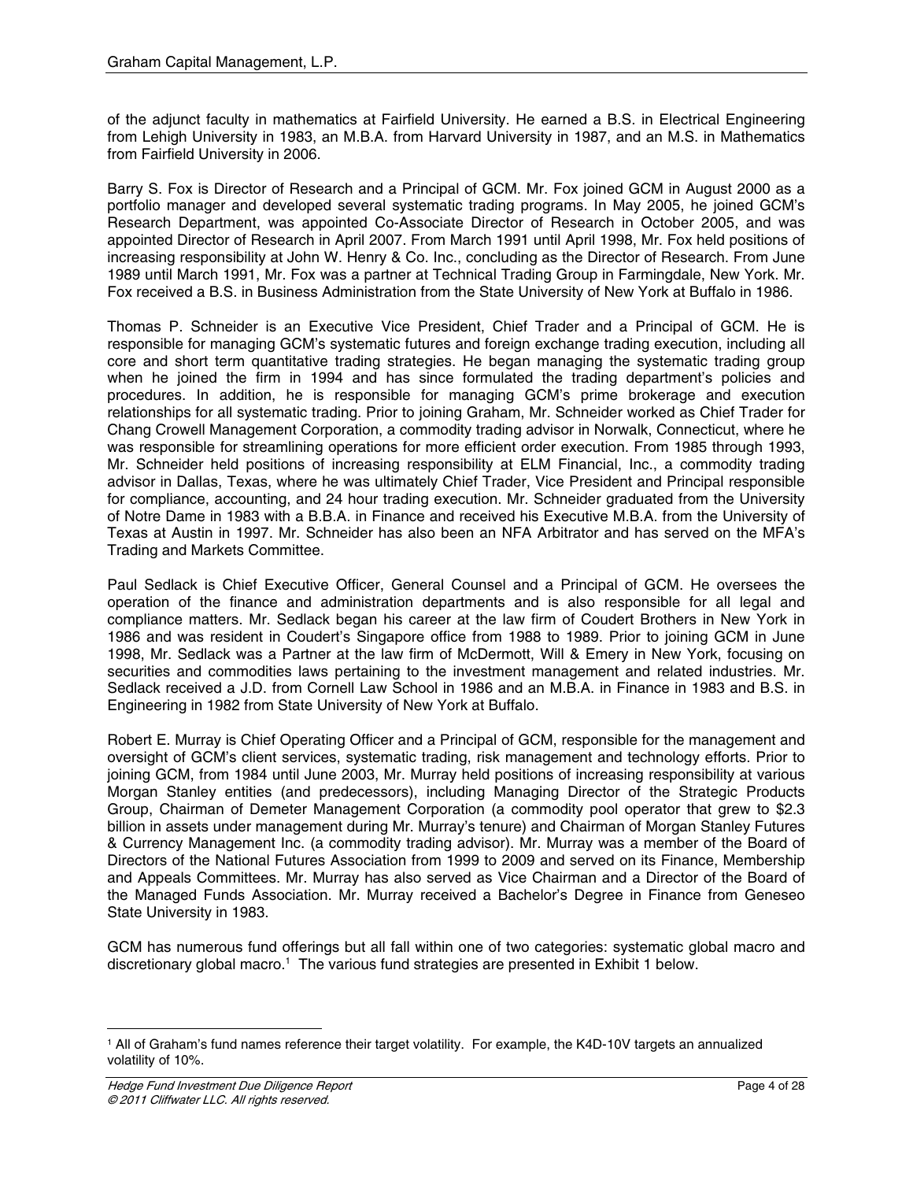of the adjunct faculty in mathematics at Fairfield University. He earned a B.S. in Electrical Engineering from Lehigh University in 1983, an M.B.A. from Harvard University in 1987, and an M.S. in Mathematics from Fairfield University in 2006.

Barry S. Fox is Director of Research and a Principal of GCM. Mr. Fox joined GCM in August 2000 as a portfolio manager and developed several systematic trading programs. In May 2005, he joined GCM's Research Department, was appointed Co-Associate Director of Research in October 2005, and was appointed Director of Research in April 2007. From March 1991 until April 1998, Mr. Fox held positions of increasing responsibility at John W. Henry & Co. Inc., concluding as the Director of Research. From June 1989 until March 1991, Mr. Fox was a partner at Technical Trading Group in Farmingdale, New York. Mr. Fox received a B.S. in Business Administration from the State University of New York at Buffalo in 1986.

Thomas P. Schneider is an Executive Vice President, Chief Trader and a Principal of GCM. He is responsible for managing GCM's systematic futures and foreign exchange trading execution, including all core and short term quantitative trading strategies. He began managing the systematic trading group when he joined the firm in 1994 and has since formulated the trading department's policies and procedures. In addition, he is responsible for managing GCM's prime brokerage and execution relationships for all systematic trading. Prior to joining Graham, Mr. Schneider worked as Chief Trader for Chang Crowell Management Corporation, a commodity trading advisor in Norwalk, Connecticut, where he was responsible for streamlining operations for more efficient order execution. From 1985 through 1993, Mr. Schneider held positions of increasing responsibility at ELM Financial, Inc., a commodity trading advisor in Dallas, Texas, where he was ultimately Chief Trader, Vice President and Principal responsible for compliance, accounting, and 24 hour trading execution. Mr. Schneider graduated from the University of Notre Dame in 1983 with a B.B.A. in Finance and received his Executive M.B.A. from the University of Texas at Austin in 1997. Mr. Schneider has also been an NFA Arbitrator and has served on the MFA's Trading and Markets Committee.

Paul Sedlack is Chief Executive Officer, General Counsel and a Principal of GCM. He oversees the operation of the finance and administration departments and is also responsible for all legal and compliance matters. Mr. Sedlack began his career at the law firm of Coudert Brothers in New York in 1986 and was resident in Coudert's Singapore office from 1988 to 1989. Prior to joining GCM in June 1998, Mr. Sedlack was a Partner at the law firm of McDermott, Will & Emery in New York, focusing on securities and commodities laws pertaining to the investment management and related industries. Mr. Sedlack received a J.D. from Cornell Law School in 1986 and an M.B.A. in Finance in 1983 and B.S. in Engineering in 1982 from State University of New York at Buffalo.

Robert E. Murray is Chief Operating Officer and a Principal of GCM, responsible for the management and oversight of GCM's client services, systematic trading, risk management and technology efforts. Prior to joining GCM, from 1984 until June 2003, Mr. Murray held positions of increasing responsibility at various Morgan Stanley entities (and predecessors), including Managing Director of the Strategic Products Group, Chairman of Demeter Management Corporation (a commodity pool operator that grew to $2.3 billion in assets under management during Mr. Murray's tenure) and Chairman of Morgan Stanley Futures & Currency Management Inc. (a commodity trading advisor). Mr. Murray was a member of the Board of Directors of the National Futures Association from 1999 to 2009 and served on its Finance, Membership and Appeals Committees. Mr. Murray has also served as Vice Chairman and a Director of the Board of the Managed Funds Association. Mr. Murray received a Bachelor's Degree in Finance from Geneseo State University in 1983.

GCM has numerous fund offerings but all fall within one of two categories: systematic global macro and discretionary global macro.[1] The various fund strategies are presented in Exhibit 1 below.

[1] All of Graham's fund names reference their target volatility. For example, the K4D-10V targets an annualized volatility of 10%.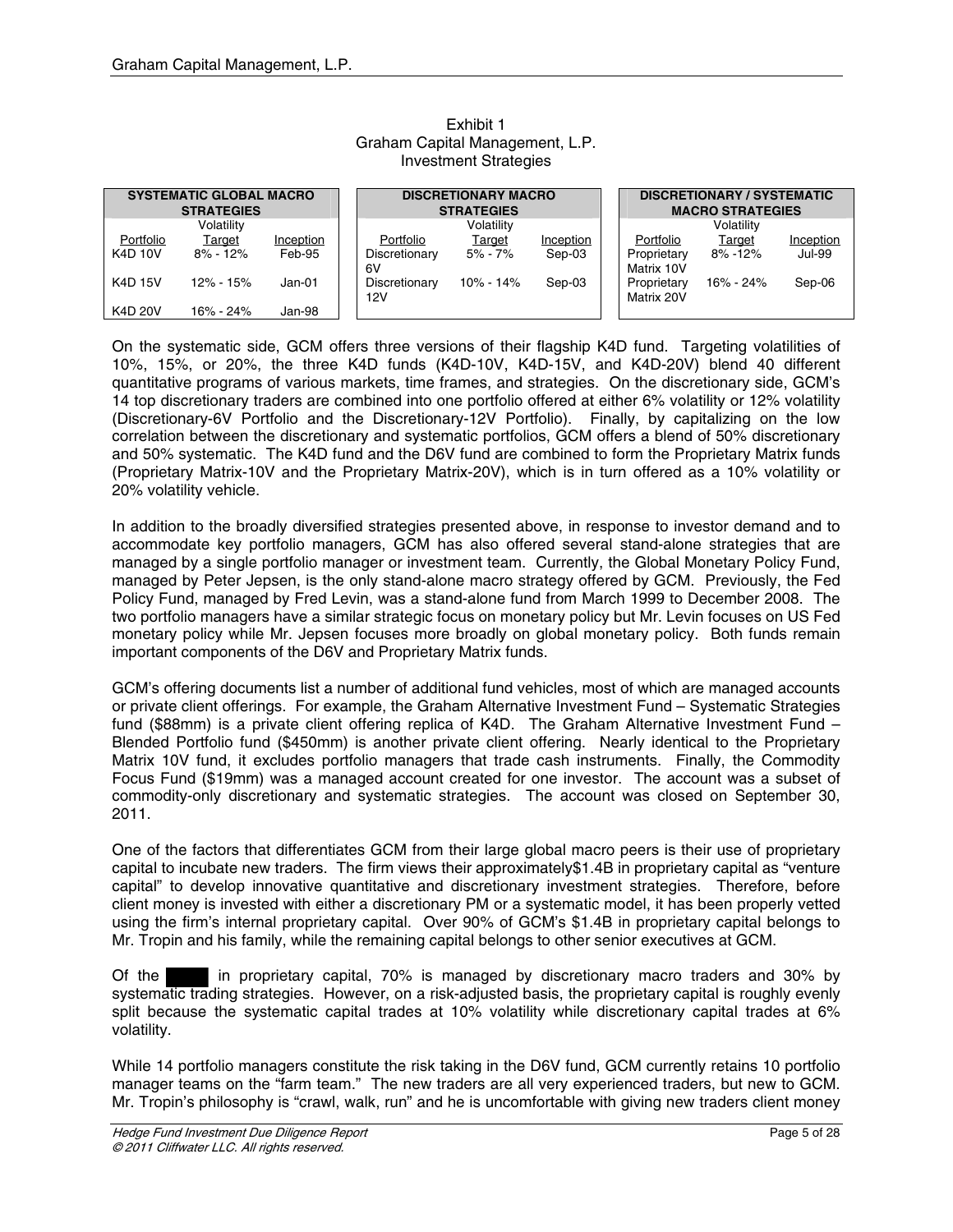Exhibit 1
Graham Capital Management, L.P.
Investment Strategies

| SYSTEMATIC GLOBAL MACRO STRATEGIES | | | DISCRETIONARY MACRO STRATEGIES | | | DISCRETIONARY / SYSTEMATIC MACRO STRATEGIES | | |
|---|---|---|---|---|---|---|---|---|
| Portfolio | Volatility Target | Inception | Portfolio | Volatility Target | Inception | Portfolio | Volatility Target | Inception |
| K4D 10V | 8% - 12% | Feb-95 | Discretionary 6V | 5% - 7% | Sep-03 | Proprietary Matrix 10V | 8% -12% | Jul-99 |
| K4D 15V | 12% - 15% | Jan-01 | Discretionary 12V | 10% - 14% | Sep-03 | Proprietary Matrix 20V | 16% - 24% | Sep-06 |
| K4D 20V | 16% - 24% | Jan-98 | | | | | | |

On the systematic side, GCM offers three versions of their flagship K4D fund. Targeting volatilities of 10%, 15%, or 20%, the three K4D funds (K4D-10V, K4D-15V, and K4D-20V) blend 40 different quantitative programs of various markets, time frames, and strategies. On the discretionary side, GCM's 14 top discretionary traders are combined into one portfolio offered at either 6% volatility or 12% volatility (Discretionary-6V Portfolio and the Discretionary-12V Portfolio). Finally, by capitalizing on the low correlation between the discretionary and systematic portfolios, GCM offers a blend of 50% discretionary and 50% systematic. The K4D fund and the D6V fund are combined to form the Proprietary Matrix funds (Proprietary Matrix-10V and the Proprietary Matrix-20V), which is in turn offered as a 10% volatility or 20% volatility vehicle.

In addition to the broadly diversified strategies presented above, in response to investor demand and to accommodate key portfolio managers, GCM has also offered several stand-alone strategies that are managed by a single portfolio manager or investment team. Currently, the Global Monetary Policy Fund, managed by Peter Jepsen, is the only stand-alone macro strategy offered by GCM. Previously, the Fed Policy Fund, managed by Fred Levin, was a stand-alone fund from March 1999 to December 2008. The two portfolio managers have a similar strategic focus on monetary policy but Mr. Levin focuses on US Fed monetary policy while Mr. Jepsen focuses more broadly on global monetary policy. Both funds remain important components of the D6V and Proprietary Matrix funds.

GCM's offering documents list a number of additional fund vehicles, most of which are managed accounts or private client offerings. For example, the Graham Alternative Investment Fund – Systematic Strategies fund ($88mm) is a private client offering replica of K4D. The Graham Alternative Investment Fund – Blended Portfolio fund ($450mm) is another private client offering. Nearly identical to the Proprietary Matrix 10V fund, it excludes portfolio managers that trade cash instruments. Finally, the Commodity Focus Fund ($19mm) was a managed account created for one investor. The account was a subset of commodity-only discretionary and systematic strategies. The account was closed on September 30, 2011.

One of the factors that differentiates GCM from their large global macro peers is their use of proprietary capital to incubate new traders. The firm views their approximately$1.4B in proprietary capital as "venture capital" to develop innovative quantitative and discretionary investment strategies. Therefore, before client money is invested with either a discretionary PM or a systematic model, it has been properly vetted using the firm's internal proprietary capital. Over 90% of GCM's $1.4B in proprietary capital belongs to Mr. Tropin and his family, while the remaining capital belongs to other senior executives at GCM.

Of the ████ in proprietary capital, 70% is managed by discretionary macro traders and 30% by systematic trading strategies. However, on a risk-adjusted basis, the proprietary capital is roughly evenly split because the systematic capital trades at 10% volatility while discretionary capital trades at 6% volatility.

While 14 portfolio managers constitute the risk taking in the D6V fund, GCM currently retains 10 portfolio manager teams on the "farm team." The new traders are all very experienced traders, but new to GCM. Mr. Tropin's philosophy is "crawl, walk, run" and he is uncomfortable with giving new traders client money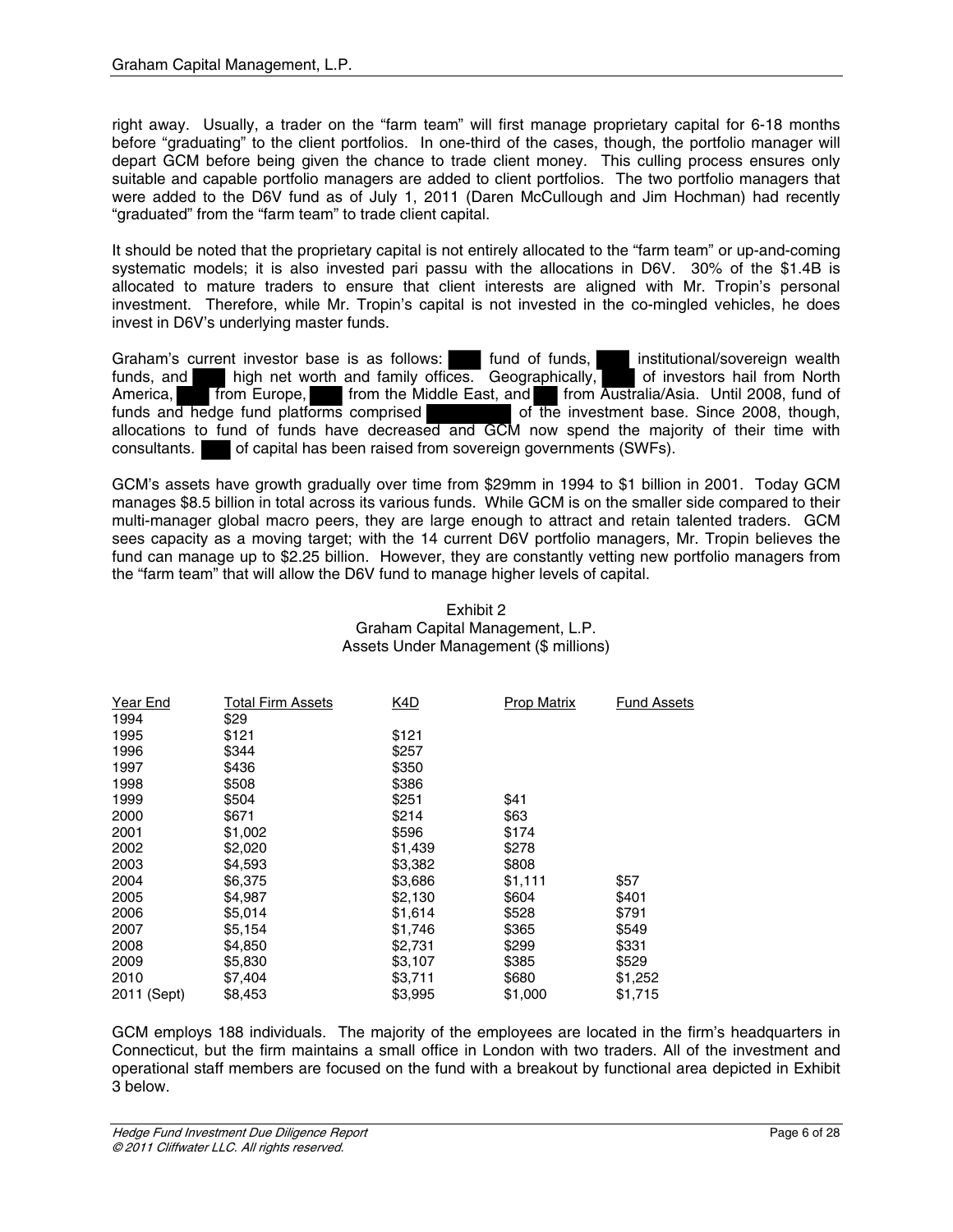right away. Usually, a trader on the "farm team" will first manage proprietary capital for 6-18 months before "graduating" to the client portfolios. In one-third of the cases, though, the portfolio manager will depart GCM before being given the chance to trade client money. This culling process ensures only suitable and capable portfolio managers are added to client portfolios. The two portfolio managers that were added to the D6V fund as of July 1, 2011 (Daren McCullough and Jim Hochman) had recently "graduated" from the "farm team" to trade client capital.

It should be noted that the proprietary capital is not entirely allocated to the "farm team" or up-and-coming systematic models; it is also invested pari passu with the allocations in D6V. 30% of the $1.4B is allocated to mature traders to ensure that client interests are aligned with Mr. Tropin's personal investment. Therefore, while Mr. Tropin's capital is not invested in the co-mingled vehicles, he does invest in D6V's underlying master funds.

Graham's current investor base is as follows: ████ fund of funds, ████ institutional/sovereign wealth funds, and ████ high net worth and family offices. Geographically, ████ of investors hail from North America, ████ from Europe, ████ from the Middle East, and ███ from Australia/Asia. Until 2008, fund of funds and hedge fund platforms comprised ████████ of the investment base. Since 2008, though, allocations to fund of funds have decreased and GCM now spend the majority of their time with consultants. ████ of capital has been raised from sovereign governments (SWFs).

GCM's assets have growth gradually over time from $29mm in 1994 to $1 billion in 2001. Today GCM manages $8.5 billion in total across its various funds. While GCM is on the smaller side compared to their multi-manager global macro peers, they are large enough to attract and retain talented traders. GCM sees capacity as a moving target; with the 14 current D6V portfolio managers, Mr. Tropin believes the fund can manage up to $2.25 billion. However, they are constantly vetting new portfolio managers from the "farm team" that will allow the D6V fund to manage higher levels of capital.

Exhibit 2
Graham Capital Management, L.P.
Assets Under Management ($ millions)

| Year End | Total Firm Assets | K4D | Prop Matrix | Fund Assets |
|---|---|---|---|---|
| 1994 | $29 | | | |
| 1995 | $121 | $121 | | |
| 1996 | $344 | $257 | | |
| 1997 | $436 | $350 | | |
| 1998 | $508 | $386 | | |
| 1999 | $504 | $251 | $41 | |
| 2000 | $671 | $214 | $63 | |
| 2001 | $1,002 | $596 | $174 | |
| 2002 | $2,020 | $1,439 | $278 | |
| 2003 | $4,593 | $3,382 | $808 | |
| 2004 | $6,375 | $3,686 | $1,111 | $57 |
| 2005 | $4,987 | $2,130 | $604 | $401 |
| 2006 | $5,014 | $1,614 | $528 | $791 |
| 2007 | $5,154 | $1,746 | $365 | $549 |
| 2008 | $4,850 | $2,731 | $299 | $331 |
| 2009 | $5,830 | $3,107 | $385 | $529 |
| 2010 | $7,404 | $3,711 | $680 | $1,252 |
| 2011 (Sept) | $8,453 | $3,995 | $1,000 | $1,715 |

GCM employs 188 individuals. The majority of the employees are located in the firm's headquarters in Connecticut, but the firm maintains a small office in London with two traders. All of the investment and operational staff members are focused on the fund with a breakout by functional area depicted in Exhibit 3 below.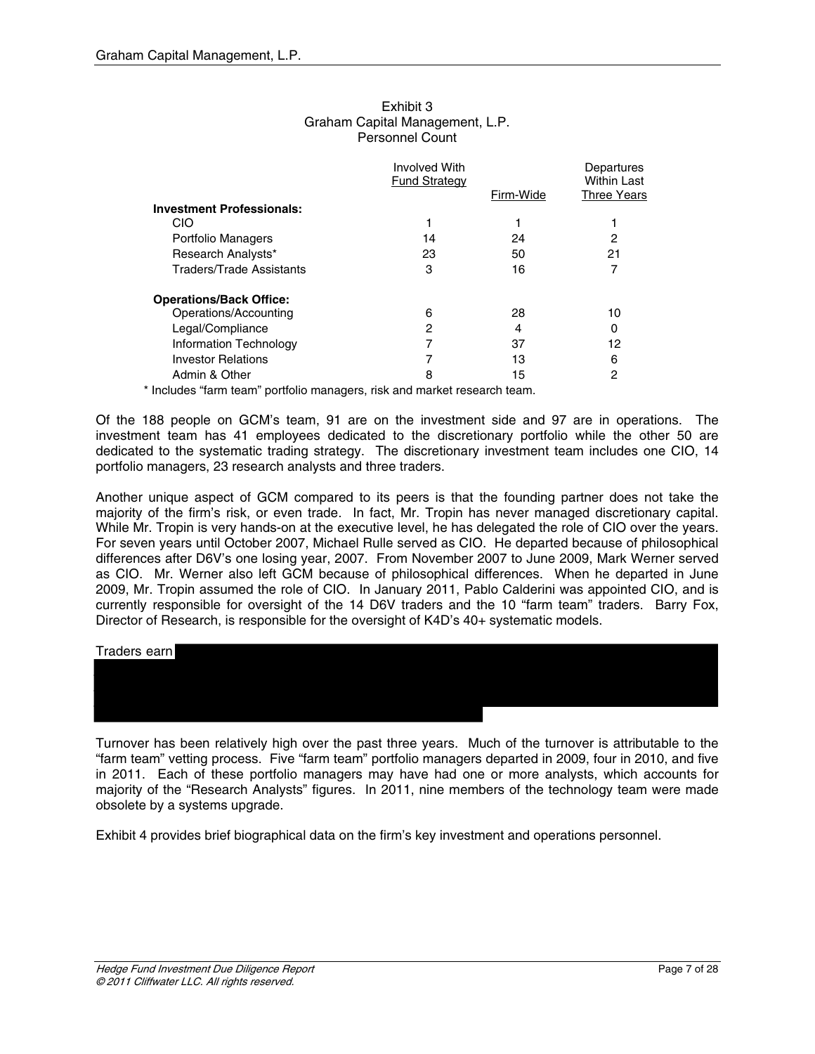Exhibit 3
Graham Capital Management, L.P.
Personnel Count

| | Involved With Fund Strategy | Firm-Wide | Departures Within Last Three Years |
|---|---|---|---|
| **Investment Professionals:** | | | |
| CIO | 1 | 1 | 1 |
| Portfolio Managers | 14 | 24 | 2 |
| Research Analysts* | 23 | 50 | 21 |
| Traders/Trade Assistants | 3 | 16 | 7 |
| **Operations/Back Office:** | | | |
| Operations/Accounting | 6 | 28 | 10 |
| Legal/Compliance | 2 | 4 | 0 |
| Information Technology | 7 | 37 | 12 |
| Investor Relations | 7 | 13 | 6 |
| Admin & Other | 8 | 15 | 2 |

* Includes "farm team" portfolio managers, risk and market research team.

Of the 188 people on GCM's team, 91 are on the investment side and 97 are in operations. The investment team has 41 employees dedicated to the discretionary portfolio while the other 50 are dedicated to the systematic trading strategy. The discretionary investment team includes one CIO, 14 portfolio managers, 23 research analysts and three traders.

Another unique aspect of GCM compared to its peers is that the founding partner does not take the majority of the firm's risk, or even trade. In fact, Mr. Tropin has never managed discretionary capital. While Mr. Tropin is very hands-on at the executive level, he has delegated the role of CIO over the years. For seven years until October 2007, Michael Rulle served as CIO. He departed because of philosophical differences after D6V's one losing year, 2007. From November 2007 to June 2009, Mark Werner served as CIO. Mr. Werner also left GCM because of philosophical differences. When he departed in June 2009, Mr. Tropin assumed the role of CIO. In January 2011, Pablo Calderini was appointed CIO, and is currently responsible for oversight of the 14 D6V traders and the 10 "farm team" traders. Barry Fox, Director of Research, is responsible for the oversight of K4D's 40+ systematic models.

Traders earn

Turnover has been relatively high over the past three years. Much of the turnover is attributable to the "farm team" vetting process. Five "farm team" portfolio managers departed in 2009, four in 2010, and five in 2011. Each of these portfolio managers may have had one or more analysts, which accounts for majority of the "Research Analysts" figures. In 2011, nine members of the technology team were made obsolete by a systems upgrade.

Exhibit 4 provides brief biographical data on the firm's key investment and operations personnel.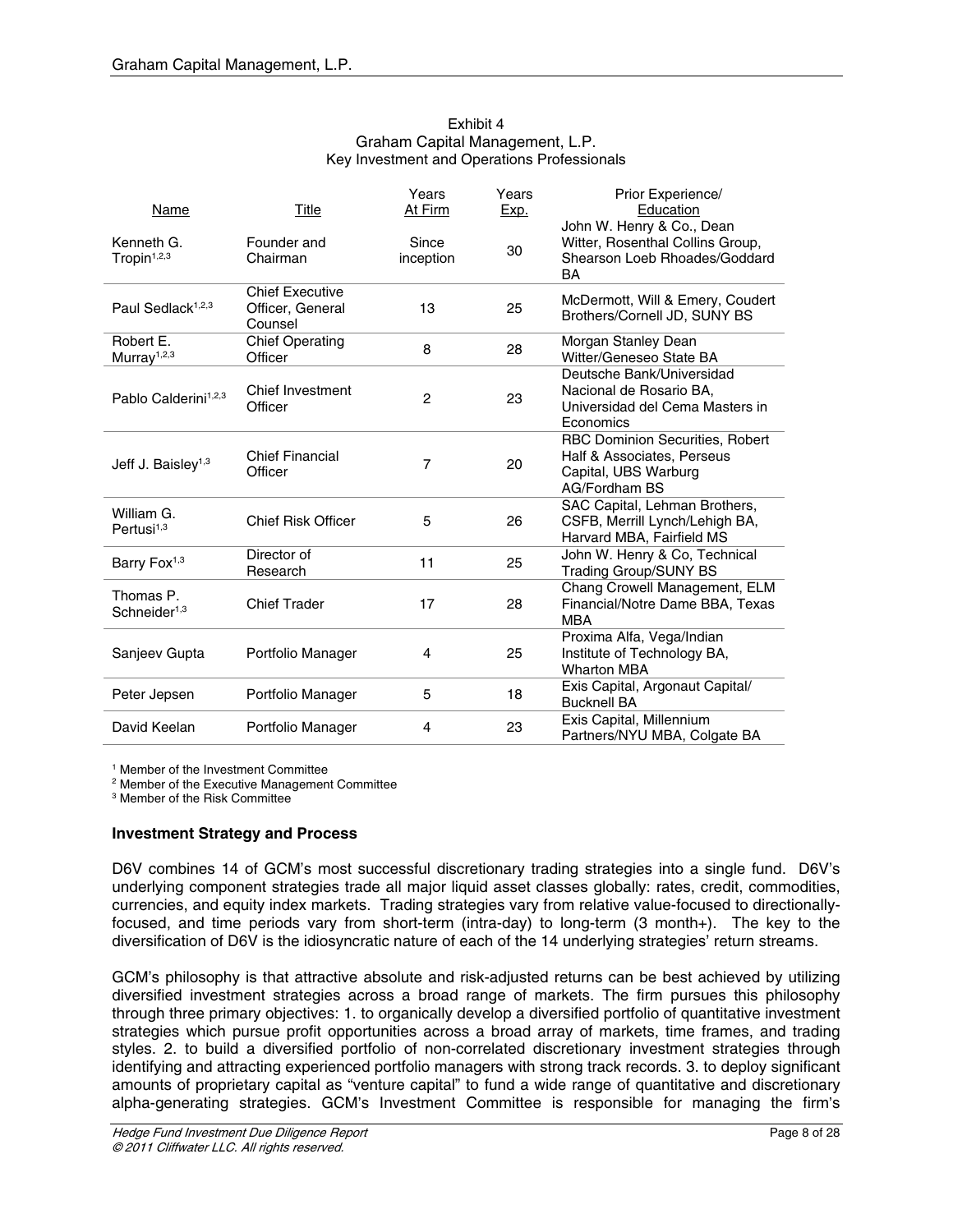Exhibit 4
Graham Capital Management, L.P.
Key Investment and Operations Professionals

| Name | Title | Years At Firm | Years Exp. | Prior Experience/ Education |
|---|---|---|---|---|
| Kenneth G. Tropin[1,2,3] | Founder and Chairman | Since inception | 30 | John W. Henry & Co., Dean Witter, Rosenthal Collins Group, Shearson Loeb Rhoades/Goddard BA |
| Paul Sedlack[1,2,3] | Chief Executive Officer, General Counsel | 13 | 25 | McDermott, Will & Emery, Coudert Brothers/Cornell JD, SUNY BS |
| Robert E. Murray[1,2,3] | Chief Operating Officer | 8 | 28 | Morgan Stanley Dean Witter/Geneseo State BA |
| Pablo Calderini[1,2,3] | Chief Investment Officer | 2 | 23 | Deutsche Bank/Universidad Nacional de Rosario BA, Universidad del Cema Masters in Economics |
| Jeff J. Baisley[1,3] | Chief Financial Officer | 7 | 20 | RBC Dominion Securities, Robert Half & Associates, Perseus Capital, UBS Warburg AG/Fordham BS |
| William G. Pertusi[1,3] | Chief Risk Officer | 5 | 26 | SAC Capital, Lehman Brothers, CSFB, Merrill Lynch/Lehigh BA, Harvard MBA, Fairfield MS |
| Barry Fox[1,3] | Director of Research | 11 | 25 | John W. Henry & Co, Technical Trading Group/SUNY BS |
| Thomas P. Schneider[1,3] | Chief Trader | 17 | 28 | Chang Crowell Management, ELM Financial/Notre Dame BBA, Texas MBA |
| Sanjeev Gupta | Portfolio Manager | 4 | 25 | Proxima Alfa, Vega/Indian Institute of Technology BA, Wharton MBA |
| Peter Jepsen | Portfolio Manager | 5 | 18 | Exis Capital, Argonaut Capital/ Bucknell BA |
| David Keelan | Portfolio Manager | 4 | 23 | Exis Capital, Millennium Partners/NYU MBA, Colgate BA |

[1] Member of the Investment Committee
[2] Member of the Executive Management Committee
[3] Member of the Risk Committee

**Investment Strategy and Process**

D6V combines 14 of GCM's most successful discretionary trading strategies into a single fund. D6V's underlying component strategies trade all major liquid asset classes globally: rates, credit, commodities, currencies, and equity index markets. Trading strategies vary from relative value-focused to directionally-focused, and time periods vary from short-term (intra-day) to long-term (3 month+). The key to the diversification of D6V is the idiosyncratic nature of each of the 14 underlying strategies' return streams.

GCM's philosophy is that attractive absolute and risk-adjusted returns can be best achieved by utilizing diversified investment strategies across a broad range of markets. The firm pursues this philosophy through three primary objectives: 1. to organically develop a diversified portfolio of quantitative investment strategies which pursue profit opportunities across a broad array of markets, time frames, and trading styles. 2. to build a diversified portfolio of non-correlated discretionary investment strategies through identifying and attracting experienced portfolio managers with strong track records. 3. to deploy significant amounts of proprietary capital as "venture capital" to fund a wide range of quantitative and discretionary alpha-generating strategies. GCM's Investment Committee is responsible for managing the firm's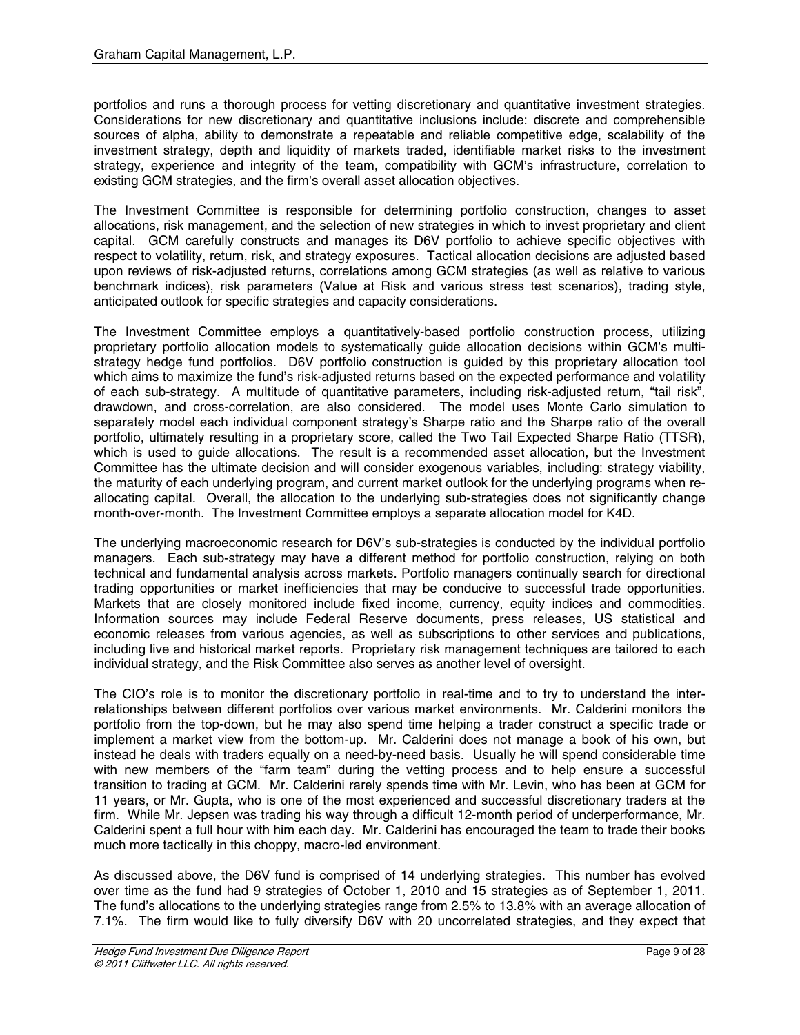portfolios and runs a thorough process for vetting discretionary and quantitative investment strategies. Considerations for new discretionary and quantitative inclusions include: discrete and comprehensible sources of alpha, ability to demonstrate a repeatable and reliable competitive edge, scalability of the investment strategy, depth and liquidity of markets traded, identifiable market risks to the investment strategy, experience and integrity of the team, compatibility with GCM's infrastructure, correlation to existing GCM strategies, and the firm's overall asset allocation objectives.

The Investment Committee is responsible for determining portfolio construction, changes to asset allocations, risk management, and the selection of new strategies in which to invest proprietary and client capital. GCM carefully constructs and manages its D6V portfolio to achieve specific objectives with respect to volatility, return, risk, and strategy exposures. Tactical allocation decisions are adjusted based upon reviews of risk-adjusted returns, correlations among GCM strategies (as well as relative to various benchmark indices), risk parameters (Value at Risk and various stress test scenarios), trading style, anticipated outlook for specific strategies and capacity considerations.

The Investment Committee employs a quantitatively-based portfolio construction process, utilizing proprietary portfolio allocation models to systematically guide allocation decisions within GCM's multi-strategy hedge fund portfolios. D6V portfolio construction is guided by this proprietary allocation tool which aims to maximize the fund's risk-adjusted returns based on the expected performance and volatility of each sub-strategy. A multitude of quantitative parameters, including risk-adjusted return, "tail risk", drawdown, and cross-correlation, are also considered. The model uses Monte Carlo simulation to separately model each individual component strategy's Sharpe ratio and the Sharpe ratio of the overall portfolio, ultimately resulting in a proprietary score, called the Two Tail Expected Sharpe Ratio (TTSR), which is used to guide allocations. The result is a recommended asset allocation, but the Investment Committee has the ultimate decision and will consider exogenous variables, including: strategy viability, the maturity of each underlying program, and current market outlook for the underlying programs when re-allocating capital. Overall, the allocation to the underlying sub-strategies does not significantly change month-over-month. The Investment Committee employs a separate allocation model for K4D.

The underlying macroeconomic research for D6V's sub-strategies is conducted by the individual portfolio managers. Each sub-strategy may have a different method for portfolio construction, relying on both technical and fundamental analysis across markets. Portfolio managers continually search for directional trading opportunities or market inefficiencies that may be conducive to successful trade opportunities. Markets that are closely monitored include fixed income, currency, equity indices and commodities. Information sources may include Federal Reserve documents, press releases, US statistical and economic releases from various agencies, as well as subscriptions to other services and publications, including live and historical market reports. Proprietary risk management techniques are tailored to each individual strategy, and the Risk Committee also serves as another level of oversight.

The CIO's role is to monitor the discretionary portfolio in real-time and to try to understand the inter-relationships between different portfolios over various market environments. Mr. Calderini monitors the portfolio from the top-down, but he may also spend time helping a trader construct a specific trade or implement a market view from the bottom-up. Mr. Calderini does not manage a book of his own, but instead he deals with traders equally on a need-by-need basis. Usually he will spend considerable time with new members of the "farm team" during the vetting process and to help ensure a successful transition to trading at GCM. Mr. Calderini rarely spends time with Mr. Levin, who has been at GCM for 11 years, or Mr. Gupta, who is one of the most experienced and successful discretionary traders at the firm. While Mr. Jepsen was trading his way through a difficult 12-month period of underperformance, Mr. Calderini spent a full hour with him each day. Mr. Calderini has encouraged the team to trade their books much more tactically in this choppy, macro-led environment.

As discussed above, the D6V fund is comprised of 14 underlying strategies. This number has evolved over time as the fund had 9 strategies of October 1, 2010 and 15 strategies as of September 1, 2011. The fund's allocations to the underlying strategies range from 2.5% to 13.8% with an average allocation of 7.1%. The firm would like to fully diversify D6V with 20 uncorrelated strategies, and they expect that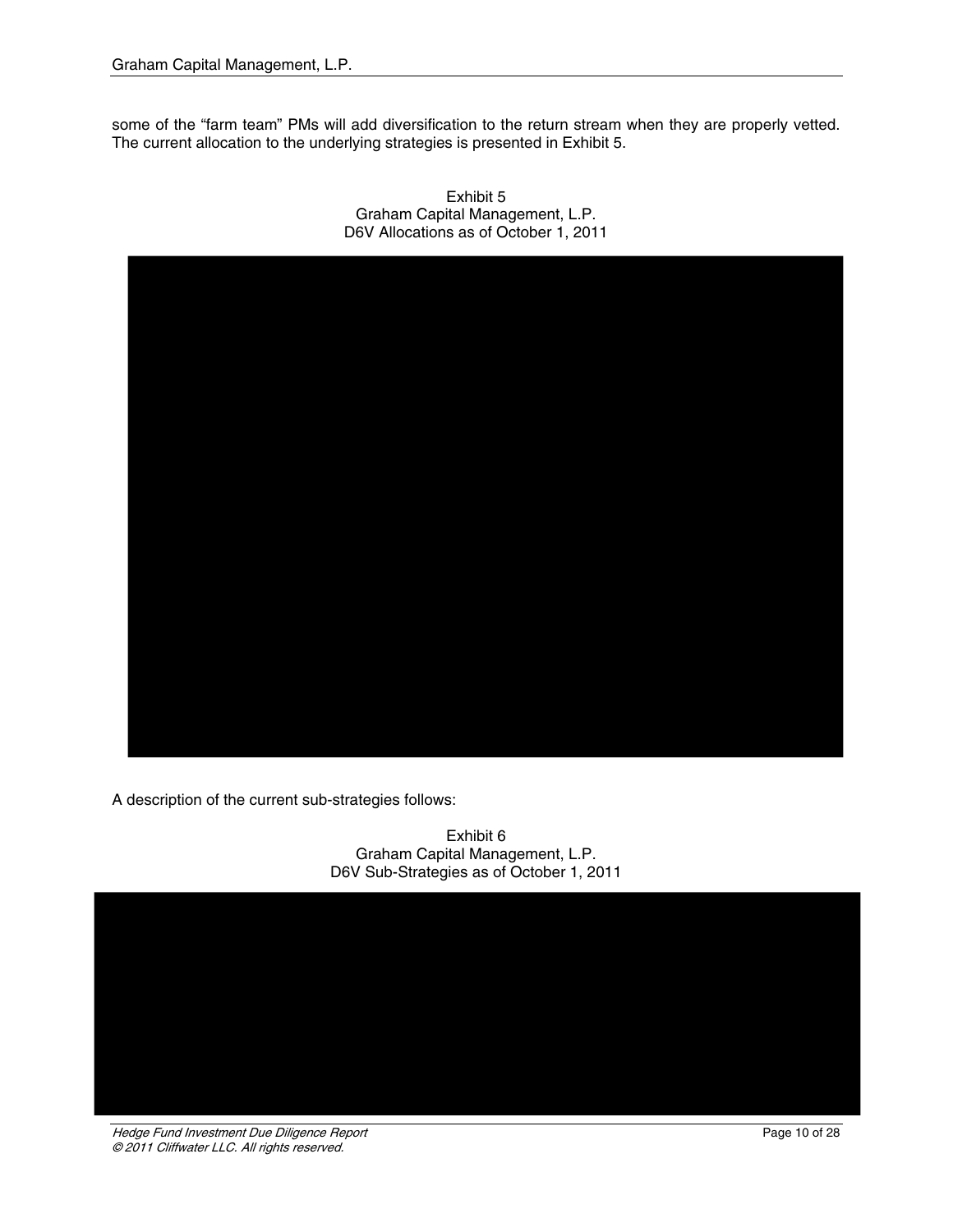some of the "farm team" PMs will add diversification to the return stream when they are properly vetted. The current allocation to the underlying strategies is presented in Exhibit 5.

Exhibit 5
Graham Capital Management, L.P.
D6V Allocations as of October 1, 2011

A description of the current sub-strategies follows:

Exhibit 6
Graham Capital Management, L.P.
D6V Sub-Strategies as of October 1, 2011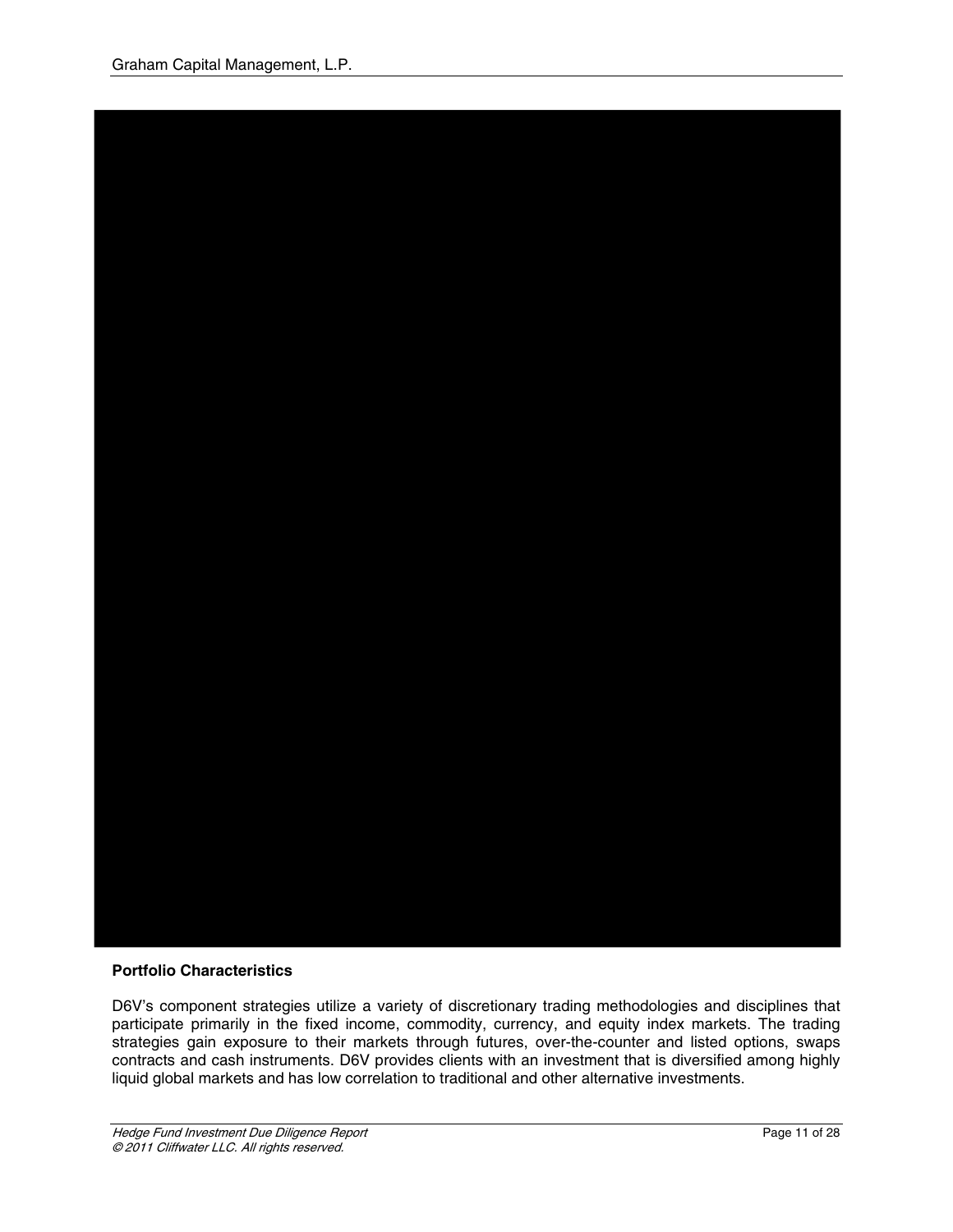## Portfolio Characteristics

D6V's component strategies utilize a variety of discretionary trading methodologies and disciplines that participate primarily in the fixed income, commodity, currency, and equity index markets. The trading strategies gain exposure to their markets through futures, over-the-counter and listed options, swaps contracts and cash instruments. D6V provides clients with an investment that is diversified among highly liquid global markets and has low correlation to traditional and other alternative investments.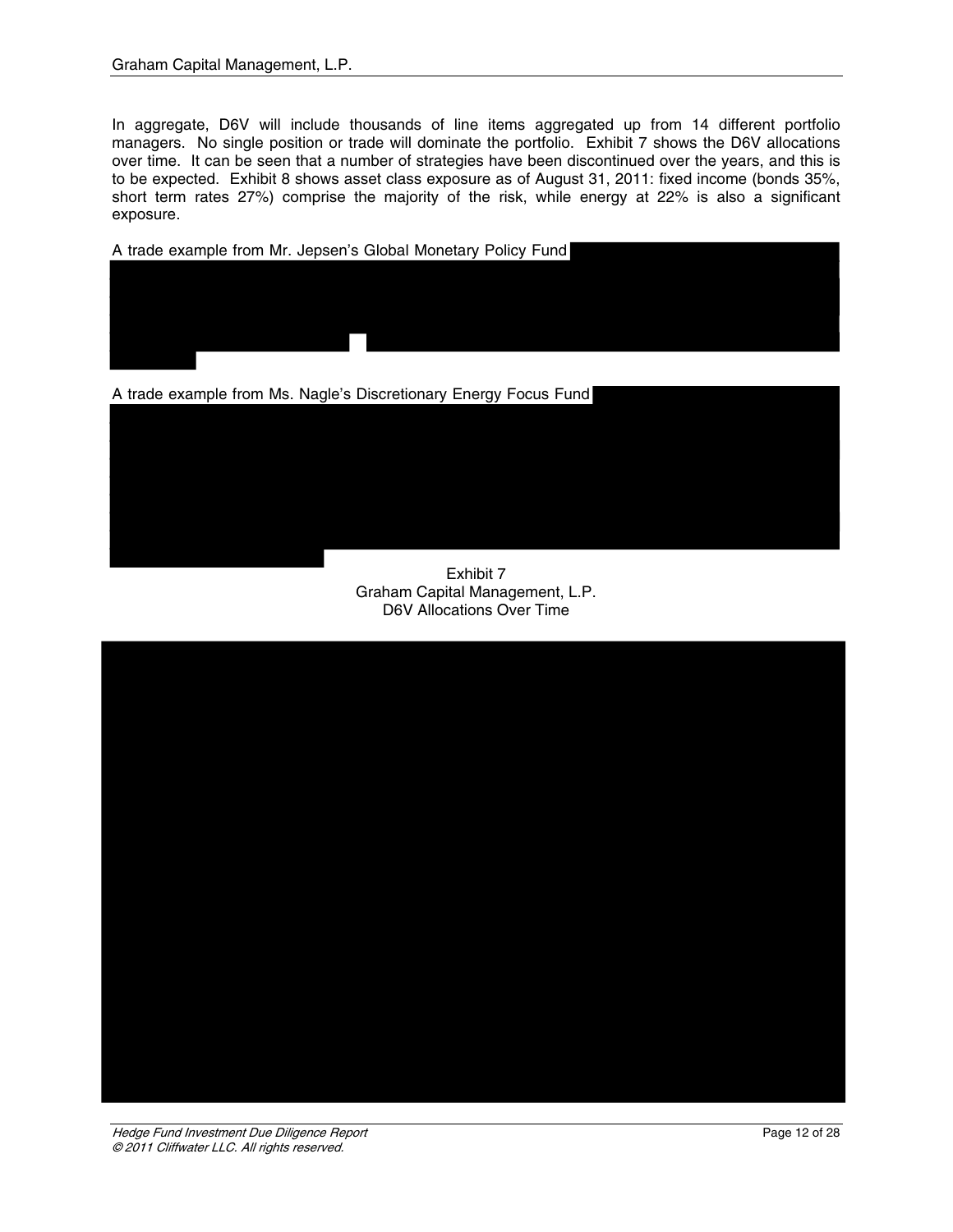In aggregate, D6V will include thousands of line items aggregated up from 14 different portfolio managers. No single position or trade will dominate the portfolio. Exhibit 7 shows the D6V allocations over time. It can be seen that a number of strategies have been discontinued over the years, and this is to be expected. Exhibit 8 shows asset class exposure as of August 31, 2011: fixed income (bonds 35%, short term rates 27%) comprise the majority of the risk, while energy at 22% is also a significant exposure.

A trade example from Mr. Jepsen's Global Monetary Policy Fund

A trade example from Ms. Nagle's Discretionary Energy Focus Fund

Exhibit 7
Graham Capital Management, L.P.
D6V Allocations Over Time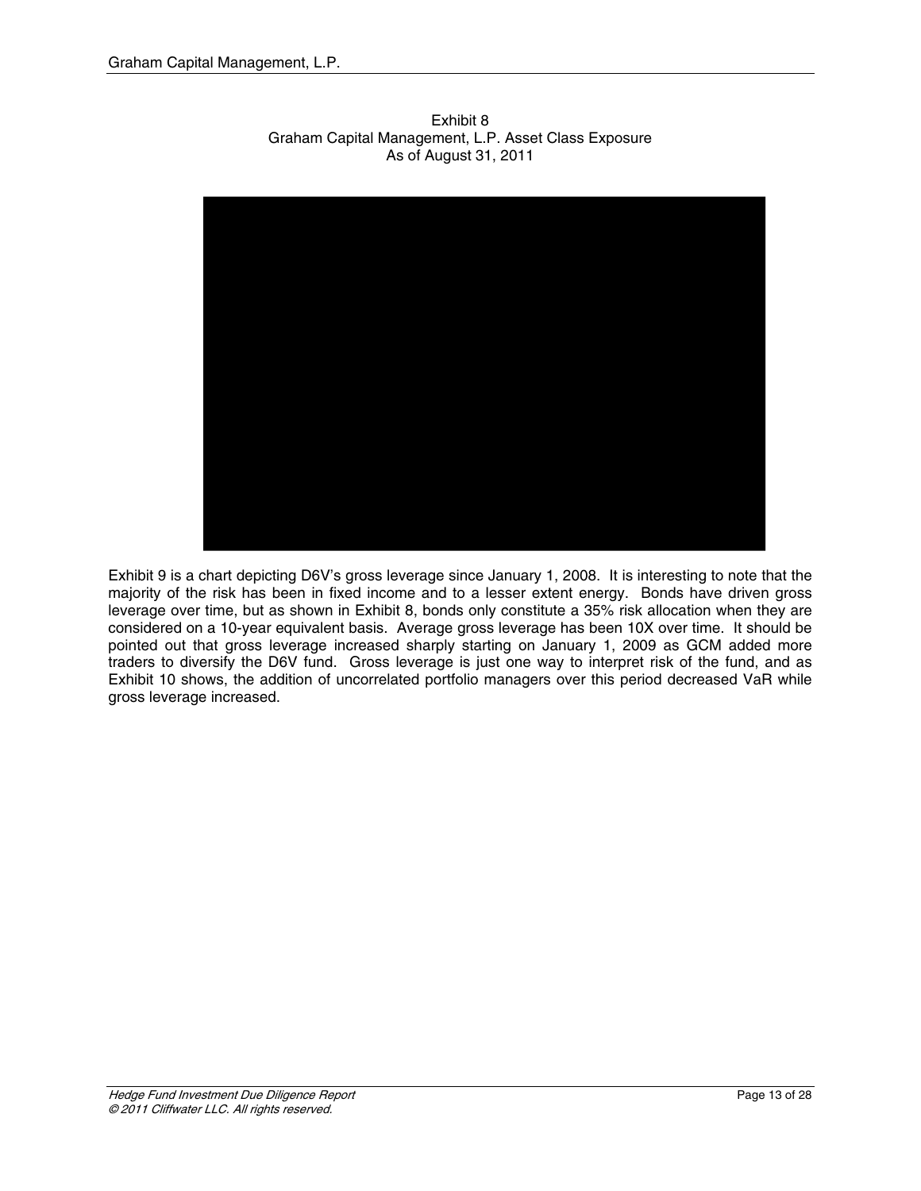Exhibit 8
Graham Capital Management, L.P. Asset Class Exposure
As of August 31, 2011

Exhibit 9 is a chart depicting D6V's gross leverage since January 1, 2008. It is interesting to note that the majority of the risk has been in fixed income and to a lesser extent energy. Bonds have driven gross leverage over time, but as shown in Exhibit 8, bonds only constitute a 35% risk allocation when they are considered on a 10-year equivalent basis. Average gross leverage has been 10X over time. It should be pointed out that gross leverage increased sharply starting on January 1, 2009 as GCM added more traders to diversify the D6V fund. Gross leverage is just one way to interpret risk of the fund, and as Exhibit 10 shows, the addition of uncorrelated portfolio managers over this period decreased VaR while gross leverage increased.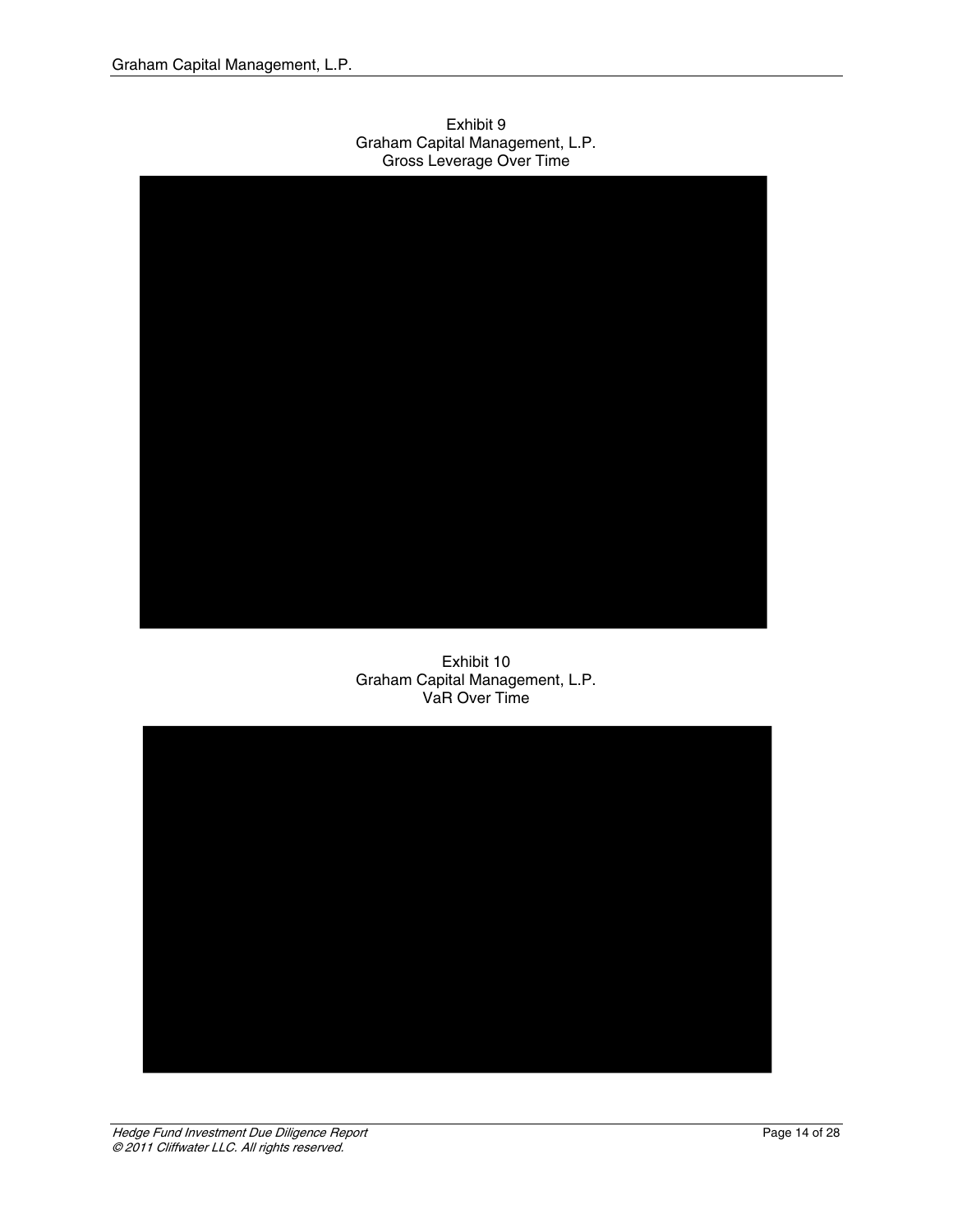Exhibit 9
Graham Capital Management, L.P.
Gross Leverage Over Time

Exhibit 10
Graham Capital Management, L.P.
VaR Over Time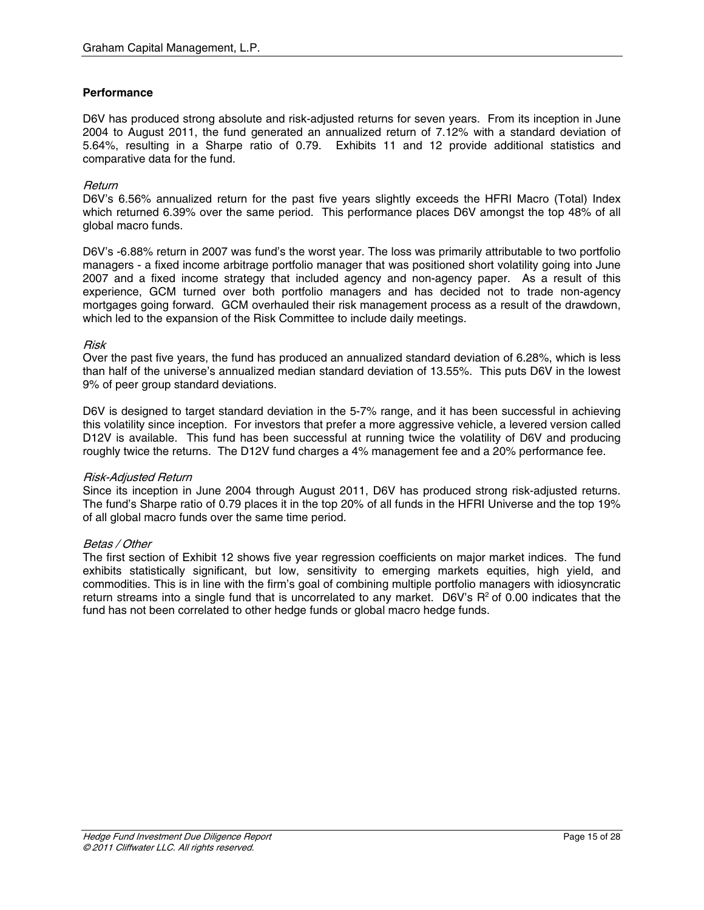## Performance

D6V has produced strong absolute and risk-adjusted returns for seven years. From its inception in June 2004 to August 2011, the fund generated an annualized return of 7.12% with a standard deviation of 5.64%, resulting in a Sharpe ratio of 0.79. Exhibits 11 and 12 provide additional statistics and comparative data for the fund.

*Return*

D6V's 6.56% annualized return for the past five years slightly exceeds the HFRI Macro (Total) Index which returned 6.39% over the same period. This performance places D6V amongst the top 48% of all global macro funds.

D6V's -6.88% return in 2007 was fund's the worst year. The loss was primarily attributable to two portfolio managers - a fixed income arbitrage portfolio manager that was positioned short volatility going into June 2007 and a fixed income strategy that included agency and non-agency paper. As a result of this experience, GCM turned over both portfolio managers and has decided not to trade non-agency mortgages going forward. GCM overhauled their risk management process as a result of the drawdown, which led to the expansion of the Risk Committee to include daily meetings.

*Risk*

Over the past five years, the fund has produced an annualized standard deviation of 6.28%, which is less than half of the universe's annualized median standard deviation of 13.55%. This puts D6V in the lowest 9% of peer group standard deviations.

D6V is designed to target standard deviation in the 5-7% range, and it has been successful in achieving this volatility since inception. For investors that prefer a more aggressive vehicle, a levered version called D12V is available. This fund has been successful at running twice the volatility of D6V and producing roughly twice the returns. The D12V fund charges a 4% management fee and a 20% performance fee.

*Risk-Adjusted Return*

Since its inception in June 2004 through August 2011, D6V has produced strong risk-adjusted returns. The fund's Sharpe ratio of 0.79 places it in the top 20% of all funds in the HFRI Universe and the top 19% of all global macro funds over the same time period.

*Betas / Other*

The first section of Exhibit 12 shows five year regression coefficients on major market indices. The fund exhibits statistically significant, but low, sensitivity to emerging markets equities, high yield, and commodities. This is in line with the firm's goal of combining multiple portfolio managers with idiosyncratic return streams into a single fund that is uncorrelated to any market. D6V's $R^2$ of 0.00 indicates that the fund has not been correlated to other hedge funds or global macro hedge funds.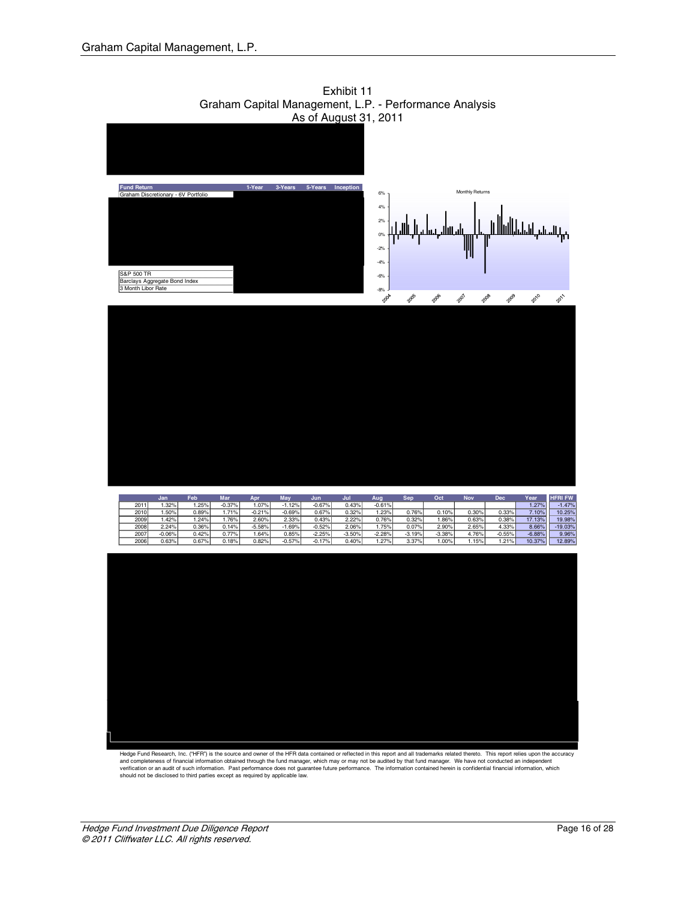Exhibit 11
Graham Capital Management, L.P. - Performance Analysis
As of August 31, 2011

| Fund Return | 1-Year | 3-Years | 5-Years | Inception |
|---|---|---|---|---|
| Graham Discretionary - 6V Portfolio | | | | |
| S&P 500 TR | | | | |
| Barclays Aggregate Bond Index | | | | |
| 3 Month Libor Rate | | | | |

Monthly Returns

| | Jan | Feb | Mar | Apr | May | Jun | Jul | Aug | Sep | Oct | Nov | Dec | Year | HFRI FW |
|---|---|---|---|---|---|---|---|---|---|---|---|---|---|---|
| 2011 | 1.32% | 1.25% | -0.37% | 1.07% | -1.12% | -0.67% | 0.43% | -0.61% | | | | | 1.27% | -1.47% |
| 2010 | 1.50% | 0.89% | 1.71% | -0.21% | -0.69% | 0.67% | 0.32% | 1.23% | 0.76% | 0.10% | 0.30% | 0.33% | 7.10% | 10.25% |
| 2009 | 1.42% | 1.24% | 1.76% | 2.60% | 2.33% | 0.43% | 2.22% | 0.76% | 0.32% | 1.86% | 0.63% | 0.38% | 17.13% | 19.98% |
| 2008 | 2.24% | 0.36% | 0.14% | -5.58% | -1.69% | -0.52% | 2.06% | 1.75% | 0.07% | 2.90% | 2.65% | 4.33% | 8.66% | -19.03% |
| 2007 | -0.06% | 0.42% | 0.77% | 1.64% | 0.85% | -2.25% | -3.50% | -2.28% | -3.19% | -3.38% | 4.76% | -0.55% | -6.88% | 9.96% |
| 2006 | 0.63% | 0.67% | 0.18% | 0.82% | -0.57% | -0.17% | 0.40% | 1.27% | 3.37% | 1.00% | 1.15% | 1.21% | 10.37% | 12.89% |

Hedge Fund Research, Inc. ("HFR") is the source and owner of the HFR data contained or reflected in this report and all trademarks related thereto. This report relies upon the accuracy and completeness of financial information obtained through the fund manager, which may or may not be audited by that fund manager. We have not conducted an independent verification or an audit of such information. Past performance does not guarantee future performance. The information contained herein is confidential financial information, which should not be disclosed to third parties except as required by applicable law.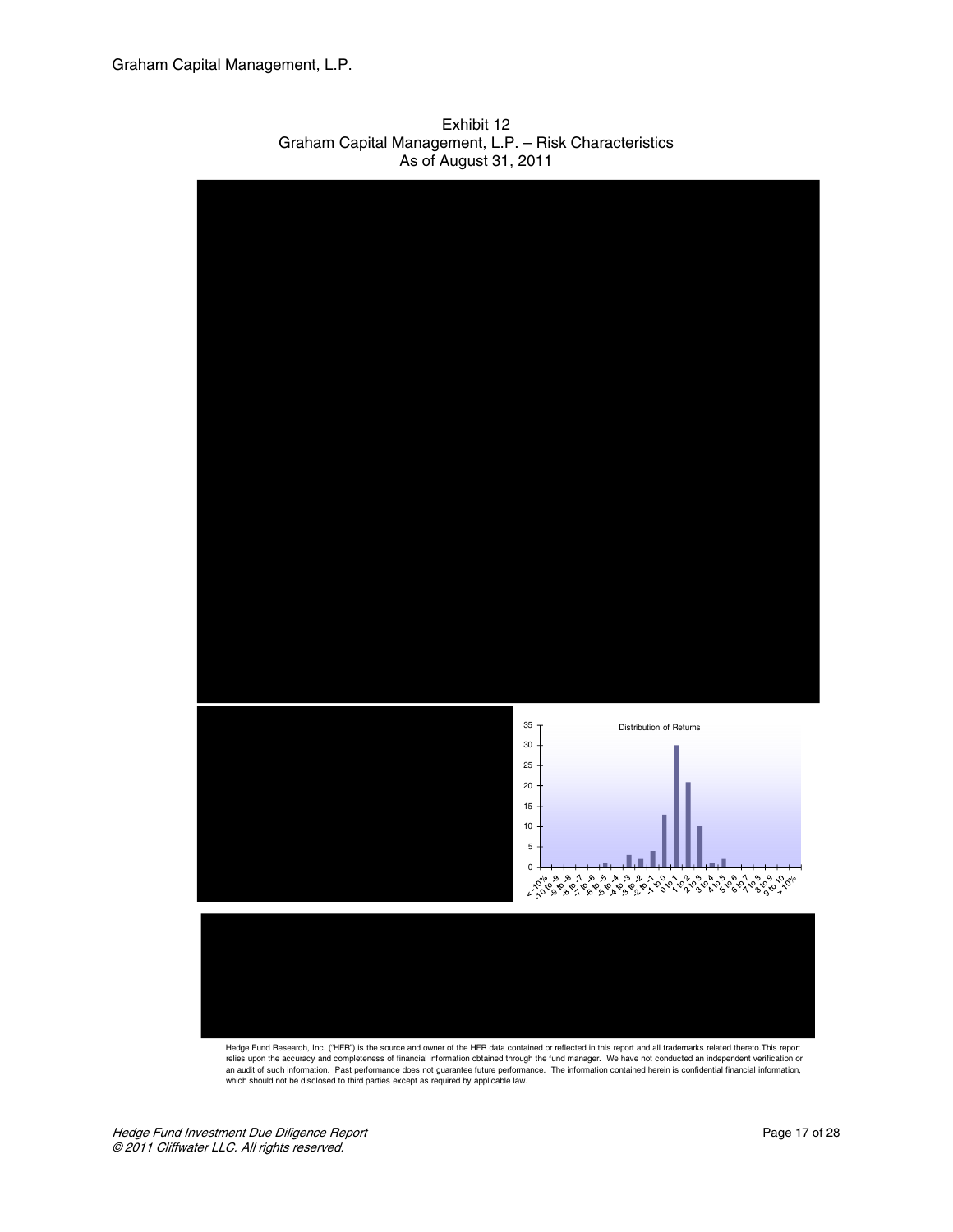Exhibit 12
Graham Capital Management, L.P. – Risk Characteristics
As of August 31, 2011

Distribution of Returns

Hedge Fund Research, Inc. ("HFR") is the source and owner of the HFR data contained or reflected in this report and all trademarks related thereto.This report relies upon the accuracy and completeness of financial information obtained through the fund manager. We have not conducted an independent verification or an audit of such information. Past performance does not guarantee future performance. The information contained herein is confidential financial information, which should not be disclosed to third parties except as required by applicable law.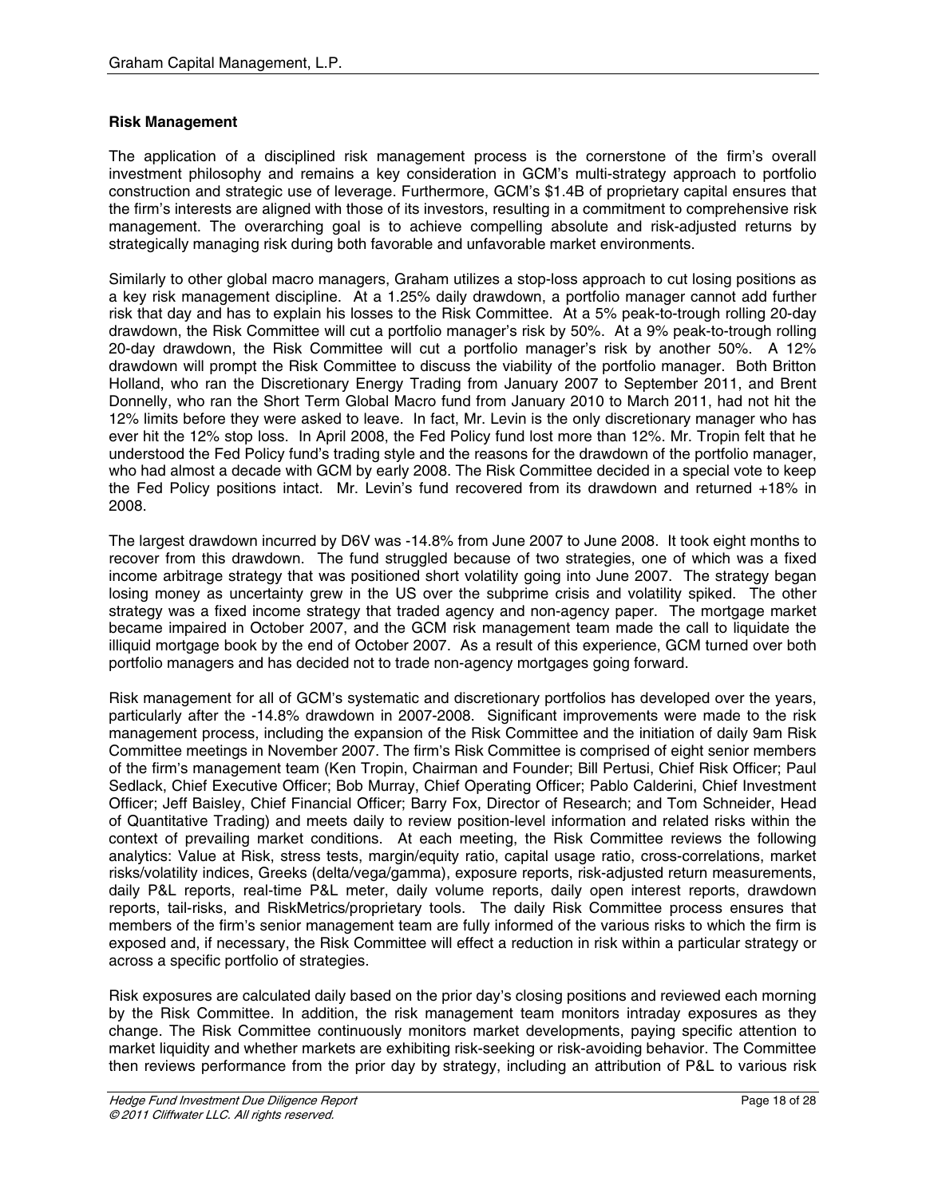**Risk Management**

The application of a disciplined risk management process is the cornerstone of the firm's overall investment philosophy and remains a key consideration in GCM's multi-strategy approach to portfolio construction and strategic use of leverage. Furthermore, GCM's $1.4B of proprietary capital ensures that the firm's interests are aligned with those of its investors, resulting in a commitment to comprehensive risk management. The overarching goal is to achieve compelling absolute and risk-adjusted returns by strategically managing risk during both favorable and unfavorable market environments.

Similarly to other global macro managers, Graham utilizes a stop-loss approach to cut losing positions as a key risk management discipline. At a 1.25% daily drawdown, a portfolio manager cannot add further risk that day and has to explain his losses to the Risk Committee. At a 5% peak-to-trough rolling 20-day drawdown, the Risk Committee will cut a portfolio manager's risk by 50%. At a 9% peak-to-trough rolling 20-day drawdown, the Risk Committee will cut a portfolio manager's risk by another 50%. A 12% drawdown will prompt the Risk Committee to discuss the viability of the portfolio manager. Both Britton Holland, who ran the Discretionary Energy Trading from January 2007 to September 2011, and Brent Donnelly, who ran the Short Term Global Macro fund from January 2010 to March 2011, had not hit the 12% limits before they were asked to leave. In fact, Mr. Levin is the only discretionary manager who has ever hit the 12% stop loss. In April 2008, the Fed Policy fund lost more than 12%. Mr. Tropin felt that he understood the Fed Policy fund's trading style and the reasons for the drawdown of the portfolio manager, who had almost a decade with GCM by early 2008. The Risk Committee decided in a special vote to keep the Fed Policy positions intact. Mr. Levin's fund recovered from its drawdown and returned +18% in 2008.

The largest drawdown incurred by D6V was -14.8% from June 2007 to June 2008. It took eight months to recover from this drawdown. The fund struggled because of two strategies, one of which was a fixed income arbitrage strategy that was positioned short volatility going into June 2007. The strategy began losing money as uncertainty grew in the US over the subprime crisis and volatility spiked. The other strategy was a fixed income strategy that traded agency and non-agency paper. The mortgage market became impaired in October 2007, and the GCM risk management team made the call to liquidate the illiquid mortgage book by the end of October 2007. As a result of this experience, GCM turned over both portfolio managers and has decided not to trade non-agency mortgages going forward.

Risk management for all of GCM's systematic and discretionary portfolios has developed over the years, particularly after the -14.8% drawdown in 2007-2008. Significant improvements were made to the risk management process, including the expansion of the Risk Committee and the initiation of daily 9am Risk Committee meetings in November 2007. The firm's Risk Committee is comprised of eight senior members of the firm's management team (Ken Tropin, Chairman and Founder; Bill Pertusi, Chief Risk Officer; Paul Sedlack, Chief Executive Officer; Bob Murray, Chief Operating Officer; Pablo Calderini, Chief Investment Officer; Jeff Baisley, Chief Financial Officer; Barry Fox, Director of Research; and Tom Schneider, Head of Quantitative Trading) and meets daily to review position-level information and related risks within the context of prevailing market conditions. At each meeting, the Risk Committee reviews the following analytics: Value at Risk, stress tests, margin/equity ratio, capital usage ratio, cross-correlations, market risks/volatility indices, Greeks (delta/vega/gamma), exposure reports, risk-adjusted return measurements, daily P&L reports, real-time P&L meter, daily volume reports, daily open interest reports, drawdown reports, tail-risks, and RiskMetrics/proprietary tools. The daily Risk Committee process ensures that members of the firm's senior management team are fully informed of the various risks to which the firm is exposed and, if necessary, the Risk Committee will effect a reduction in risk within a particular strategy or across a specific portfolio of strategies.

Risk exposures are calculated daily based on the prior day's closing positions and reviewed each morning by the Risk Committee. In addition, the risk management team monitors intraday exposures as they change. The Risk Committee continuously monitors market developments, paying specific attention to market liquidity and whether markets are exhibiting risk-seeking or risk-avoiding behavior. The Committee then reviews performance from the prior day by strategy, including an attribution of P&L to various risk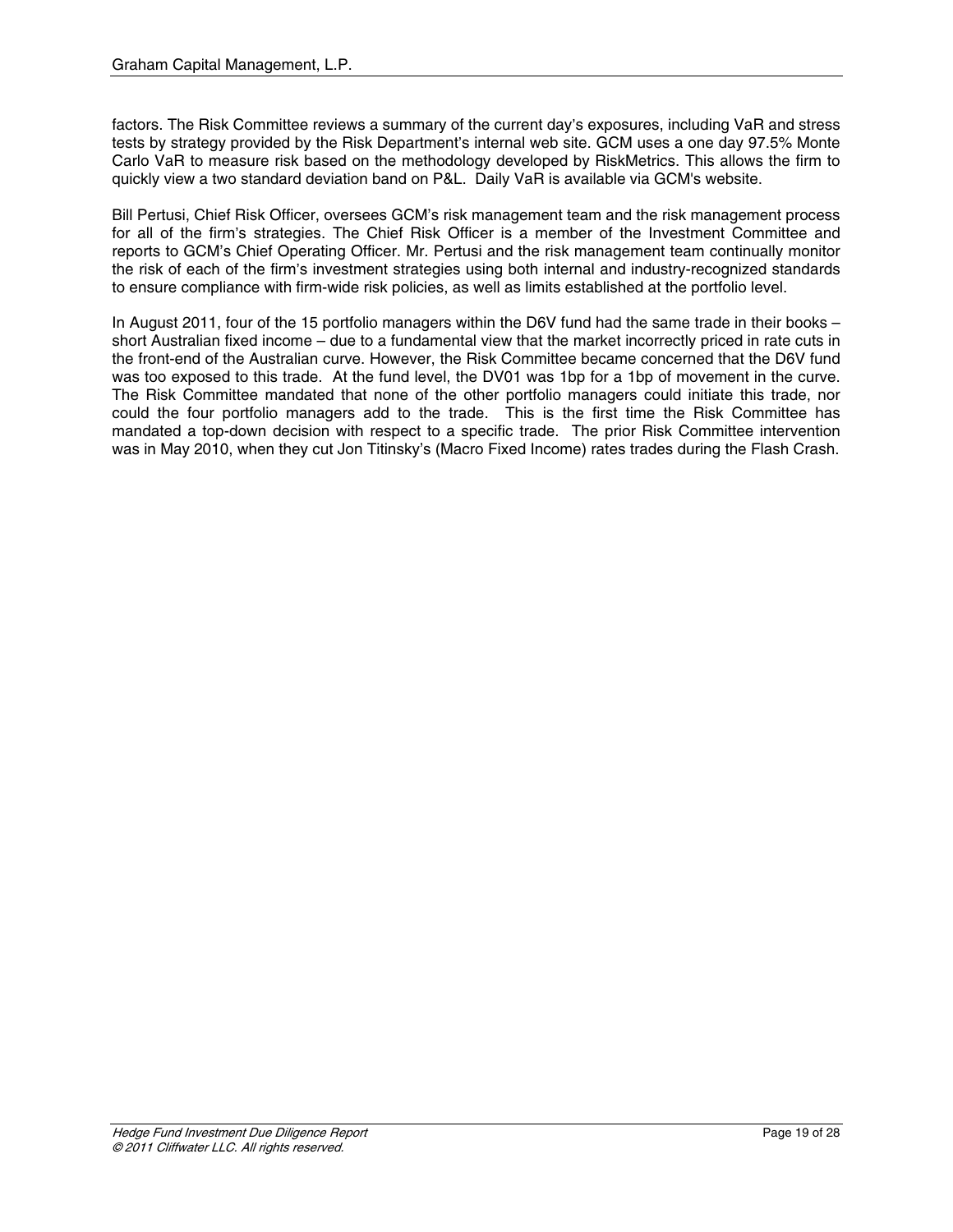factors. The Risk Committee reviews a summary of the current day's exposures, including VaR and stress tests by strategy provided by the Risk Department's internal web site. GCM uses a one day 97.5% Monte Carlo VaR to measure risk based on the methodology developed by RiskMetrics. This allows the firm to quickly view a two standard deviation band on P&L. Daily VaR is available via GCM's website.

Bill Pertusi, Chief Risk Officer, oversees GCM's risk management team and the risk management process for all of the firm's strategies. The Chief Risk Officer is a member of the Investment Committee and reports to GCM's Chief Operating Officer. Mr. Pertusi and the risk management team continually monitor the risk of each of the firm's investment strategies using both internal and industry-recognized standards to ensure compliance with firm-wide risk policies, as well as limits established at the portfolio level.

In August 2011, four of the 15 portfolio managers within the D6V fund had the same trade in their books – short Australian fixed income – due to a fundamental view that the market incorrectly priced in rate cuts in the front-end of the Australian curve. However, the Risk Committee became concerned that the D6V fund was too exposed to this trade. At the fund level, the DV01 was 1bp for a 1bp of movement in the curve. The Risk Committee mandated that none of the other portfolio managers could initiate this trade, nor could the four portfolio managers add to the trade. This is the first time the Risk Committee has mandated a top-down decision with respect to a specific trade. The prior Risk Committee intervention was in May 2010, when they cut Jon Titinsky's (Macro Fixed Income) rates trades during the Flash Crash.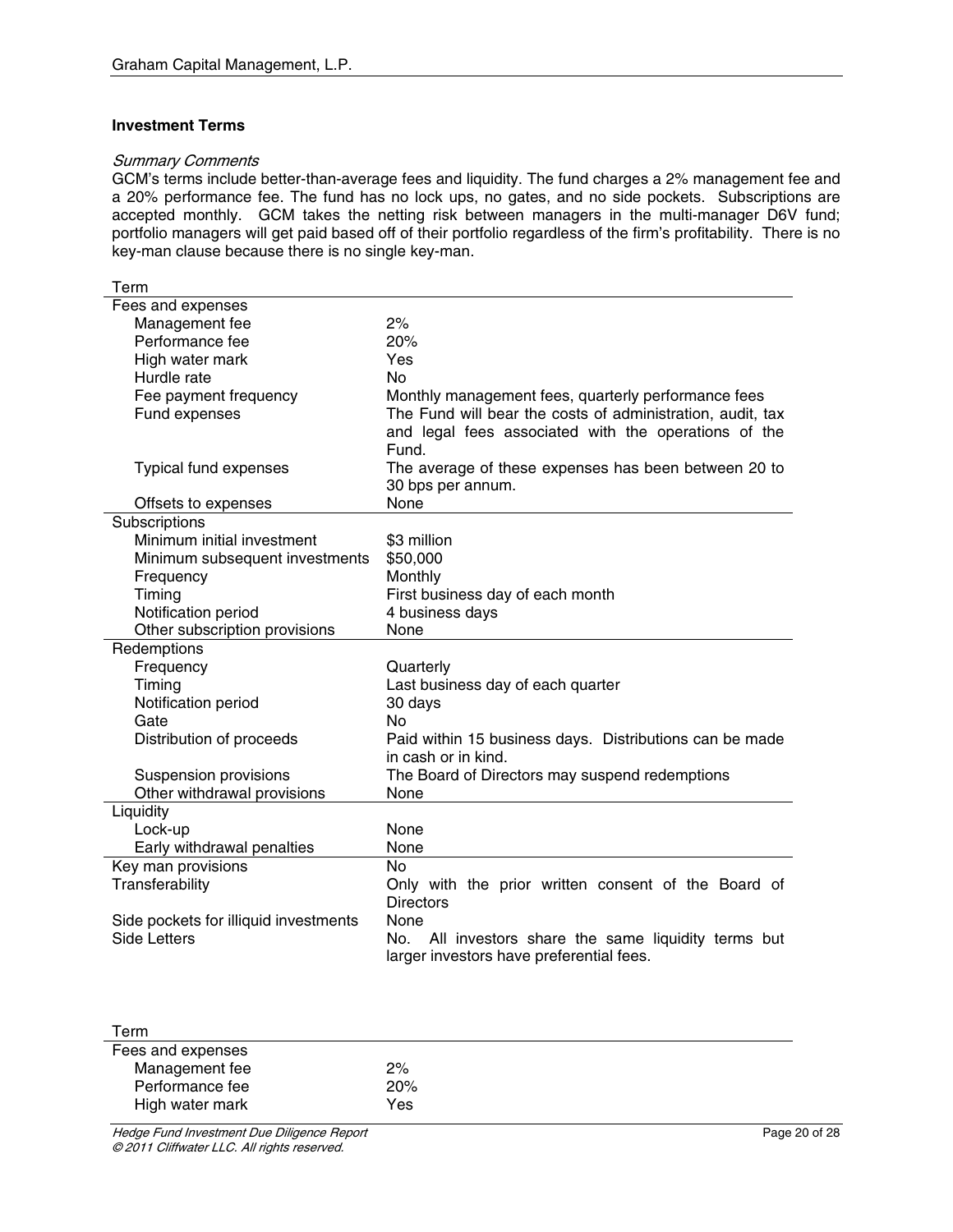### Investment Terms

*Summary Comments*

GCM's terms include better-than-average fees and liquidity. The fund charges a 2% management fee and a 20% performance fee. The fund has no lock ups, no gates, and no side pockets. Subscriptions are accepted monthly. GCM takes the netting risk between managers in the multi-manager D6V fund; portfolio managers will get paid based off of their portfolio regardless of the firm's profitability. There is no key-man clause because there is no single key-man.

| Term | |
|---|---|
| **Fees and expenses** | |
| Management fee | 2% |
| Performance fee | 20% |
| High water mark | Yes |
| Hurdle rate | No |
| Fee payment frequency | Monthly management fees, quarterly performance fees |
| Fund expenses | The Fund will bear the costs of administration, audit, tax and legal fees associated with the operations of the Fund. |
| Typical fund expenses | The average of these expenses has been between 20 to 30 bps per annum. |
| Offsets to expenses | None |
| **Subscriptions** | |
| Minimum initial investment | $3 million |
| Minimum subsequent investments | $50,000 |
| Frequency | Monthly |
| Timing | First business day of each month |
| Notification period | 4 business days |
| Other subscription provisions | None |
| **Redemptions** | |
| Frequency | Quarterly |
| Timing | Last business day of each quarter |
| Notification period | 30 days |
| Gate | No |
| Distribution of proceeds | Paid within 15 business days. Distributions can be made in cash or in kind. |
| Suspension provisions | The Board of Directors may suspend redemptions |
| Other withdrawal provisions | None |
| **Liquidity** | |
| Lock-up | None |
| Early withdrawal penalties | None |
| Key man provisions | No |
| Transferability | Only with the prior written consent of the Board of Directors |
| Side pockets for illiquid investments | None |
| Side Letters | No. All investors share the same liquidity terms but larger investors have preferential fees. |

| Term | |
|---|---|
| **Fees and expenses** | |
| Management fee | 2% |
| Performance fee | 20% |
| High water mark | Yes |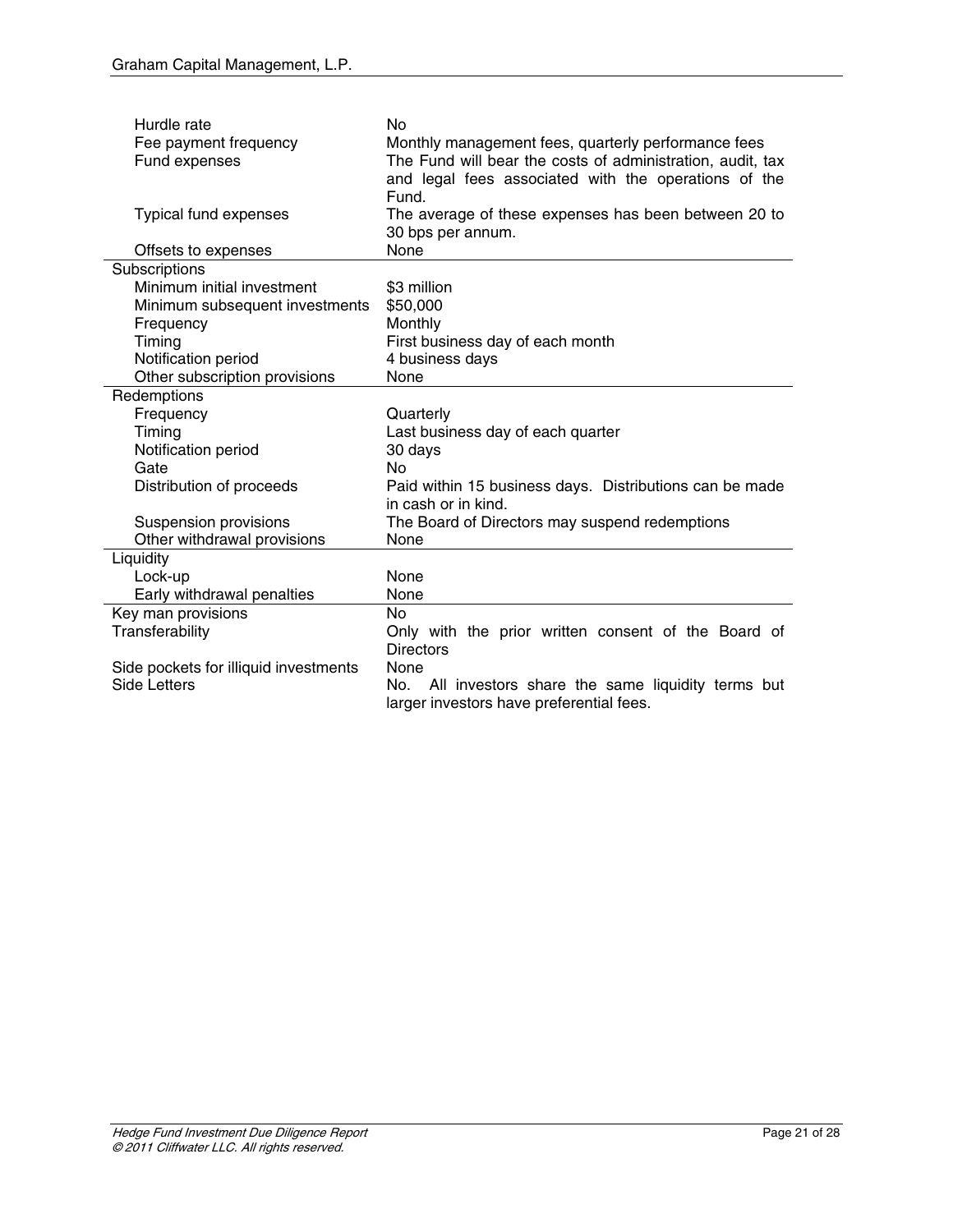| | |
|---|---|
| Hurdle rate | No |
| Fee payment frequency | Monthly management fees, quarterly performance fees |
| Fund expenses | The Fund will bear the costs of administration, audit, tax and legal fees associated with the operations of the Fund. |
| Typical fund expenses | The average of these expenses has been between 20 to 30 bps per annum. |
| Offsets to expenses | None |
| **Subscriptions** | |
| Minimum initial investment | $3 million |
| Minimum subsequent investments | $50,000 |
| Frequency | Monthly |
| Timing | First business day of each month |
| Notification period | 4 business days |
| Other subscription provisions | None |
| **Redemptions** | |
| Frequency | Quarterly |
| Timing | Last business day of each quarter |
| Notification period | 30 days |
| Gate | No |
| Distribution of proceeds | Paid within 15 business days. Distributions can be made in cash or in kind. |
| Suspension provisions | The Board of Directors may suspend redemptions |
| Other withdrawal provisions | None |
| **Liquidity** | |
| Lock-up | None |
| Early withdrawal penalties | None |
| Key man provisions | No |
| Transferability | Only with the prior written consent of the Board of Directors |
| Side pockets for illiquid investments | None |
| Side Letters | No. All investors share the same liquidity terms but larger investors have preferential fees. |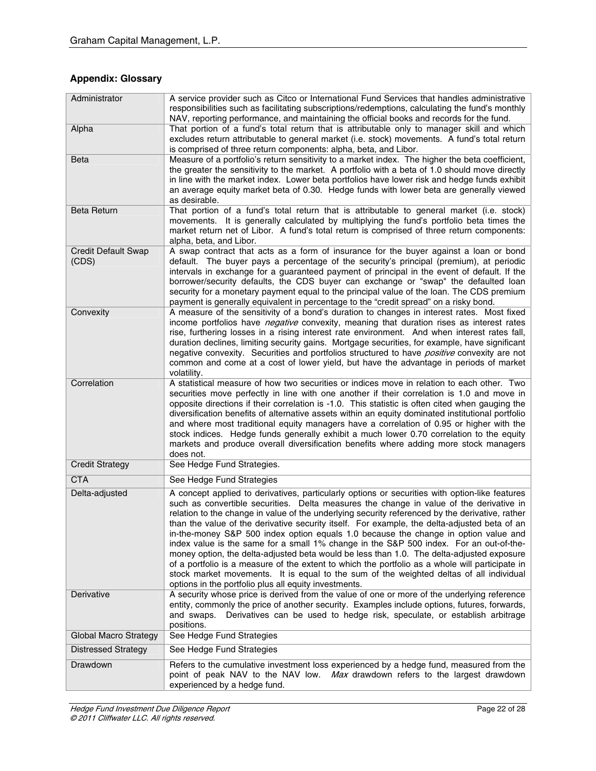## Appendix: Glossary

| | |
|---|---|
| Administrator | A service provider such as Citco or International Fund Services that handles administrative responsibilities such as facilitating subscriptions/redemptions, calculating the fund's monthly NAV, reporting performance, and maintaining the official books and records for the fund. |
| Alpha | That portion of a fund's total return that is attributable only to manager skill and which excludes return attributable to general market (i.e. stock) movements. A fund's total return is comprised of three return components: alpha, beta, and Libor. |
| Beta | Measure of a portfolio's return sensitivity to a market index. The higher the beta coefficient, the greater the sensitivity to the market. A portfolio with a beta of 1.0 should move directly in line with the market index. Lower beta portfolios have lower risk and hedge funds exhibit an average equity market beta of 0.30. Hedge funds with lower beta are generally viewed as desirable. |
| Beta Return | That portion of a fund's total return that is attributable to general market (i.e. stock) movements. It is generally calculated by multiplying the fund's portfolio beta times the market return net of Libor. A fund's total return is comprised of three return components: alpha, beta, and Libor. |
| Credit Default Swap (CDS) | A swap contract that acts as a form of insurance for the buyer against a loan or bond default. The buyer pays a percentage of the security's principal (premium), at periodic intervals in exchange for a guaranteed payment of principal in the event of default. If the borrower/security defaults, the CDS buyer can exchange or "swap" the defaulted loan security for a monetary payment equal to the principal value of the loan. The CDS premium payment is generally equivalent in percentage to the "credit spread" on a risky bond. |
| Convexity | A measure of the sensitivity of a bond's duration to changes in interest rates. Most fixed income portfolios have *negative* convexity, meaning that duration rises as interest rates rise, furthering losses in a rising interest rate environment. And when interest rates fall, duration declines, limiting security gains. Mortgage securities, for example, have significant negative convexity. Securities and portfolios structured to have *positive* convexity are not common and come at a cost of lower yield, but have the advantage in periods of market volatility. |
| Correlation | A statistical measure of how two securities or indices move in relation to each other. Two securities move perfectly in line with one another if their correlation is 1.0 and move in opposite directions if their correlation is -1.0. This statistic is often cited when gauging the diversification benefits of alternative assets within an equity dominated institutional portfolio and where most traditional equity managers have a correlation of 0.95 or higher with the stock indices. Hedge funds generally exhibit a much lower 0.70 correlation to the equity markets and produce overall diversification benefits where adding more stock managers does not. |
| Credit Strategy | See Hedge Fund Strategies. |
| CTA | See Hedge Fund Strategies |
| Delta-adjusted | A concept applied to derivatives, particularly options or securities with option-like features such as convertible securities. Delta measures the change in value of the derivative in relation to the change in value of the underlying security referenced by the derivative, rather than the value of the derivative security itself. For example, the delta-adjusted beta of an in-the-money S&P 500 index option equals 1.0 because the change in option value and index value is the same for a small 1% change in the S&P 500 index. For an out-of-the-money option, the delta-adjusted beta would be less than 1.0. The delta-adjusted exposure of a portfolio is a measure of the extent to which the portfolio as a whole will participate in stock market movements. It is equal to the sum of the weighted deltas of all individual options in the portfolio plus all equity investments. |
| Derivative | A security whose price is derived from the value of one or more of the underlying reference entity, commonly the price of another security. Examples include options, futures, forwards, and swaps. Derivatives can be used to hedge risk, speculate, or establish arbitrage positions. |
| Global Macro Strategy | See Hedge Fund Strategies |
| Distressed Strategy | See Hedge Fund Strategies |
| Drawdown | Refers to the cumulative investment loss experienced by a hedge fund, measured from the point of peak NAV to the NAV low. *Max* drawdown refers to the largest drawdown experienced by a hedge fund. |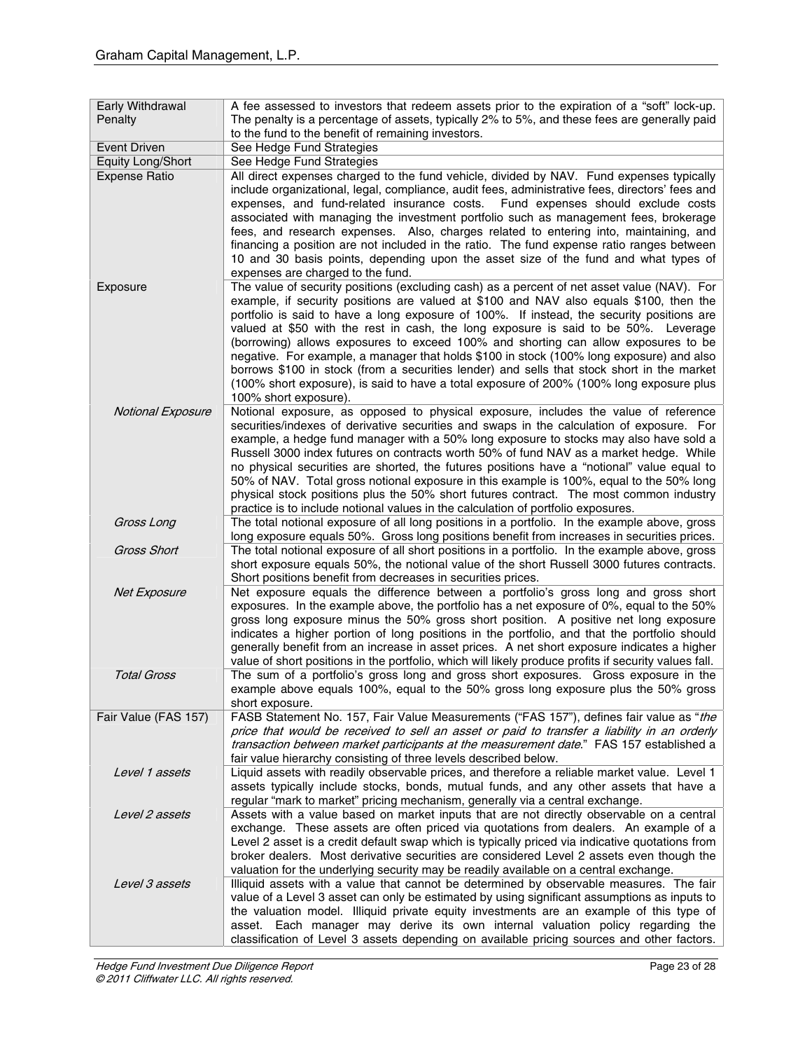| | |
|---|---|
| Early Withdrawal Penalty | A fee assessed to investors that redeem assets prior to the expiration of a "soft" lock-up. The penalty is a percentage of assets, typically 2% to 5%, and these fees are generally paid to the fund to the benefit of remaining investors. |
| Event Driven | See Hedge Fund Strategies |
| Equity Long/Short | See Hedge Fund Strategies |
| Expense Ratio | All direct expenses charged to the fund vehicle, divided by NAV. Fund expenses typically include organizational, legal, compliance, audit fees, administrative fees, directors' fees and expenses, and fund-related insurance costs. Fund expenses should exclude costs associated with managing the investment portfolio such as management fees, brokerage fees, and research expenses. Also, charges related to entering into, maintaining, and financing a position are not included in the ratio. The fund expense ratio ranges between 10 and 30 basis points, depending upon the asset size of the fund and what types of expenses are charged to the fund. |
| Exposure | The value of security positions (excluding cash) as a percent of net asset value (NAV). For example, if security positions are valued at $100 and NAV also equals $100, then the portfolio is said to have a long exposure of 100%. If instead, the security positions are valued at $50 with the rest in cash, the long exposure is said to be 50%. Leverage (borrowing) allows exposures to exceed 100% and shorting can allow exposures to be negative. For example, a manager that holds $100 in stock (100% long exposure) and also borrows $100 in stock (from a securities lender) and sells that stock short in the market (100% short exposure), is said to have a total exposure of 200% (100% long exposure plus 100% short exposure). |
| *Notional Exposure* | Notional exposure, as opposed to physical exposure, includes the value of reference securities/indexes of derivative securities and swaps in the calculation of exposure. For example, a hedge fund manager with a 50% long exposure to stocks may also have sold a Russell 3000 index futures on contracts worth 50% of fund NAV as a market hedge. While no physical securities are shorted, the futures positions have a "notional" value equal to 50% of NAV. Total gross notional exposure in this example is 100%, equal to the 50% long physical stock positions plus the 50% short futures contract. The most common industry practice is to include notional values in the calculation of portfolio exposures. |
| *Gross Long* | The total notional exposure of all long positions in a portfolio. In the example above, gross long exposure equals 50%. Gross long positions benefit from increases in securities prices. |
| *Gross Short* | The total notional exposure of all short positions in a portfolio. In the example above, gross short exposure equals 50%, the notional value of the short Russell 3000 futures contracts. Short positions benefit from decreases in securities prices. |
| *Net Exposure* | Net exposure equals the difference between a portfolio's gross long and gross short exposures. In the example above, the portfolio has a net exposure of 0%, equal to the 50% gross long exposure minus the 50% gross short position. A positive net long exposure indicates a higher portion of long positions in the portfolio, and that the portfolio should generally benefit from an increase in asset prices. A net short exposure indicates a higher value of short positions in the portfolio, which will likely produce profits if security values fall. |
| *Total Gross* | The sum of a portfolio's gross long and gross short exposures. Gross exposure in the example above equals 100%, equal to the 50% gross long exposure plus the 50% gross short exposure. |
| Fair Value (FAS 157) | FASB Statement No. 157, Fair Value Measurements ("FAS 157"), defines fair value as "*the price that would be received to sell an asset or paid to transfer a liability in an orderly transaction between market participants at the measurement date*." FAS 157 established a fair value hierarchy consisting of three levels described below. |
| *Level 1 assets* | Liquid assets with readily observable prices, and therefore a reliable market value. Level 1 assets typically include stocks, bonds, mutual funds, and any other assets that have a regular "mark to market" pricing mechanism, generally via a central exchange. |
| *Level 2 assets* | Assets with a value based on market inputs that are not directly observable on a central exchange. These assets are often priced via quotations from dealers. An example of a Level 2 asset is a credit default swap which is typically priced via indicative quotations from broker dealers. Most derivative securities are considered Level 2 assets even though the valuation for the underlying security may be readily available on a central exchange. |
| *Level 3 assets* | Illiquid assets with a value that cannot be determined by observable measures. The fair value of a Level 3 asset can only be estimated by using significant assumptions as inputs to the valuation model. Illiquid private equity investments are an example of this type of asset. Each manager may derive its own internal valuation policy regarding the classification of Level 3 assets depending on available pricing sources and other factors. |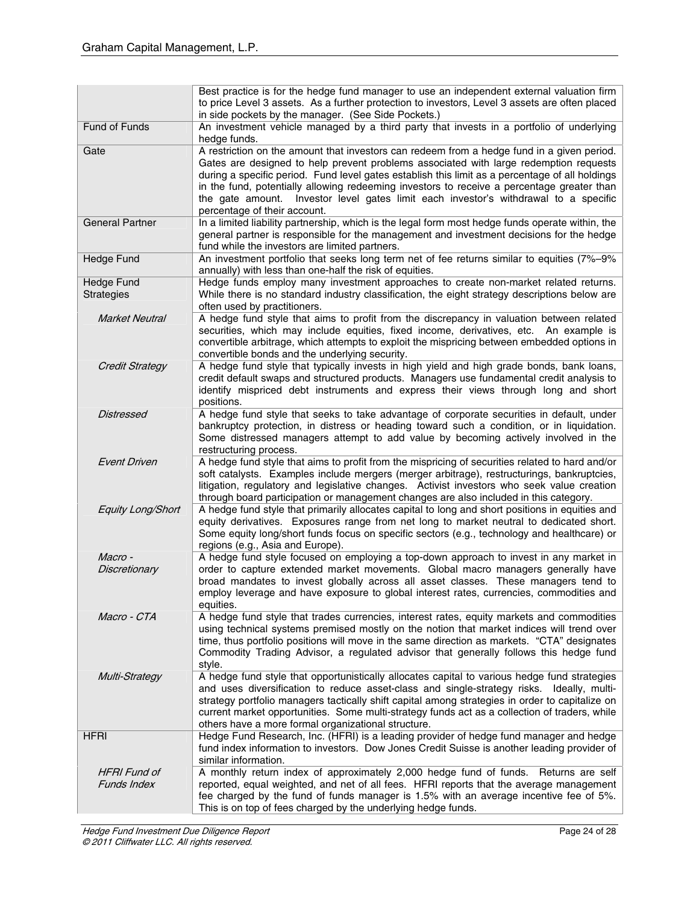| | |
|---|---|
| | Best practice is for the hedge fund manager to use an independent external valuation firm to price Level 3 assets. As a further protection to investors, Level 3 assets are often placed in side pockets by the manager. (See Side Pockets.) |
| Fund of Funds | An investment vehicle managed by a third party that invests in a portfolio of underlying hedge funds. |
| Gate | A restriction on the amount that investors can redeem from a hedge fund in a given period. Gates are designed to help prevent problems associated with large redemption requests during a specific period. Fund level gates establish this limit as a percentage of all holdings in the fund, potentially allowing redeeming investors to receive a percentage greater than the gate amount. Investor level gates limit each investor's withdrawal to a specific percentage of their account. |
| General Partner | In a limited liability partnership, which is the legal form most hedge funds operate within, the general partner is responsible for the management and investment decisions for the hedge fund while the investors are limited partners. |
| Hedge Fund | An investment portfolio that seeks long term net of fee returns similar to equities (7%–9% annually) with less than one-half the risk of equities. |
| Hedge Fund Strategies | Hedge funds employ many investment approaches to create non-market related returns. While there is no standard industry classification, the eight strategy descriptions below are often used by practitioners. |
| *Market Neutral* | A hedge fund style that aims to profit from the discrepancy in valuation between related securities, which may include equities, fixed income, derivatives, etc. An example is convertible arbitrage, which attempts to exploit the mispricing between embedded options in convertible bonds and the underlying security. |
| *Credit Strategy* | A hedge fund style that typically invests in high yield and high grade bonds, bank loans, credit default swaps and structured products. Managers use fundamental credit analysis to identify mispriced debt instruments and express their views through long and short positions. |
| *Distressed* | A hedge fund style that seeks to take advantage of corporate securities in default, under bankruptcy protection, in distress or heading toward such a condition, or in liquidation. Some distressed managers attempt to add value by becoming actively involved in the restructuring process. |
| *Event Driven* | A hedge fund style that aims to profit from the mispricing of securities related to hard and/or soft catalysts. Examples include mergers (merger arbitrage), restructurings, bankruptcies, litigation, regulatory and legislative changes. Activist investors who seek value creation through board participation or management changes are also included in this category. |
| *Equity Long/Short* | A hedge fund style that primarily allocates capital to long and short positions in equities and equity derivatives. Exposures range from net long to market neutral to dedicated short. Some equity long/short funds focus on specific sectors (e.g., technology and healthcare) or regions (e.g., Asia and Europe). |
| *Macro - Discretionary* | A hedge fund style focused on employing a top-down approach to invest in any market in order to capture extended market movements. Global macro managers generally have broad mandates to invest globally across all asset classes. These managers tend to employ leverage and have exposure to global interest rates, currencies, commodities and equities. |
| *Macro - CTA* | A hedge fund style that trades currencies, interest rates, equity markets and commodities using technical systems premised mostly on the notion that market indices will trend over time, thus portfolio positions will move in the same direction as markets. "CTA" designates Commodity Trading Advisor, a regulated advisor that generally follows this hedge fund style. |
| *Multi-Strategy* | A hedge fund style that opportunistically allocates capital to various hedge fund strategies and uses diversification to reduce asset-class and single-strategy risks. Ideally, multi-strategy portfolio managers tactically shift capital among strategies in order to capitalize on current market opportunities. Some multi-strategy funds act as a collection of traders, while others have a more formal organizational structure. |
| HFRI | Hedge Fund Research, Inc. (HFRI) is a leading provider of hedge fund manager and hedge fund index information to investors. Dow Jones Credit Suisse is another leading provider of similar information. |
| *HFRI Fund of Funds Index* | A monthly return index of approximately 2,000 hedge fund of funds. Returns are self reported, equal weighted, and net of all fees. HFRI reports that the average management fee charged by the fund of funds manager is 1.5% with an average incentive fee of 5%. This is on top of fees charged by the underlying hedge funds. |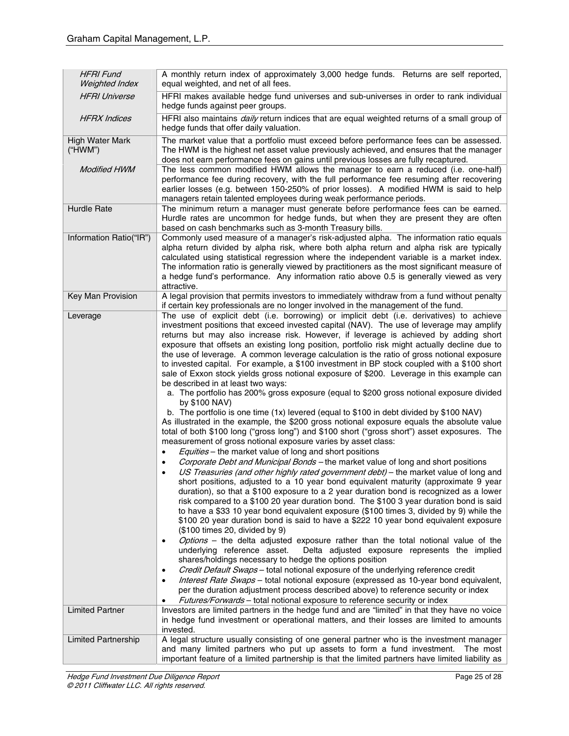| | |
|---|---|
| *HFRI Fund Weighted Index* | A monthly return index of approximately 3,000 hedge funds. Returns are self reported, equal weighted, and net of all fees. |
| *HFRI Universe* | HFRI makes available hedge fund universes and sub-universes in order to rank individual hedge funds against peer groups. |
| *HFRX Indices* | HFRI also maintains *daily* return indices that are equal weighted returns of a small group of hedge funds that offer daily valuation. |
| High Water Mark ("HWM") | The market value that a portfolio must exceed before performance fees can be assessed. The HWM is the highest net asset value previously achieved, and ensures that the manager does not earn performance fees on gains until previous losses are fully recaptured. |
| *Modified HWM* | The less common modified HWM allows the manager to earn a reduced (i.e. one-half) performance fee during recovery, with the full performance fee resuming after recovering earlier losses (e.g. between 150-250% of prior losses). A modified HWM is said to help managers retain talented employees during weak performance periods. |
| Hurdle Rate | The minimum return a manager must generate before performance fees can be earned. Hurdle rates are uncommon for hedge funds, but when they are present they are often based on cash benchmarks such as 3-month Treasury bills. |
| Information Ratio("IR") | Commonly used measure of a manager's risk-adjusted alpha. The information ratio equals alpha return divided by alpha risk, where both alpha return and alpha risk are typically calculated using statistical regression where the independent variable is a market index. The information ratio is generally viewed by practitioners as the most significant measure of a hedge fund's performance. Any information ratio above 0.5 is generally viewed as very attractive. |
| Key Man Provision | A legal provision that permits investors to immediately withdraw from a fund without penalty if certain key professionals are no longer involved in the management of the fund. |
| Leverage | The use of explicit debt (i.e. borrowing) or implicit debt (i.e. derivatives) to achieve investment positions that exceed invested capital (NAV). The use of leverage may amplify returns but may also increase risk. However, if leverage is achieved by adding short exposure that offsets an existing long position, portfolio risk might actually decline due to the use of leverage. A common leverage calculation is the ratio of gross notional exposure to invested capital. For example, a \$100 investment in BP stock coupled with a \$100 short sale of Exxon stock yields gross notional exposure of \$200. Leverage in this example can be described in at least two ways:<br>a. The portfolio has 200% gross exposure (equal to \$200 gross notional exposure divided by \$100 NAV)<br>b. The portfolio is one time (1x) levered (equal to \$100 in debt divided by \$100 NAV)<br>As illustrated in the example, the \$200 gross notional exposure equals the absolute value total of both \$100 long ("gross long") and \$100 short ("gross short") asset exposures. The measurement of gross notional exposure varies by asset class:<br>• *Equities* – the market value of long and short positions<br>• *Corporate Debt and Municipal Bonds* – the market value of long and short positions<br>• *US Treasuries (and other highly rated government debt)* – the market value of long and short positions, adjusted to a 10 year bond equivalent maturity (approximate 9 year duration), so that a \$100 exposure to a 2 year duration bond is recognized as a lower risk compared to a \$100 20 year duration bond. The \$100 3 year duration bond is said to have a \$33 10 year bond equivalent exposure (\$100 times 3, divided by 9) while the \$100 20 year duration bond is said to have a \$222 10 year bond equivalent exposure (\$100 times 20, divided by 9)<br>• *Options* – the delta adjusted exposure rather than the total notional value of the underlying reference asset. Delta adjusted exposure represents the implied shares/holdings necessary to hedge the options position<br>• *Credit Default Swaps* – total notional exposure of the underlying reference credit<br>• *Interest Rate Swaps* – total notional exposure (expressed as 10-year bond equivalent, per the duration adjustment process described above) to reference security or index<br>• *Futures/Forwards* – total notional exposure to reference security or index |
| Limited Partner | Investors are limited partners in the hedge fund and are "limited" in that they have no voice in hedge fund investment or operational matters, and their losses are limited to amounts invested. |
| Limited Partnership | A legal structure usually consisting of one general partner who is the investment manager and many limited partners who put up assets to form a fund investment. The most important feature of a limited partnership is that the limited partners have limited liability as |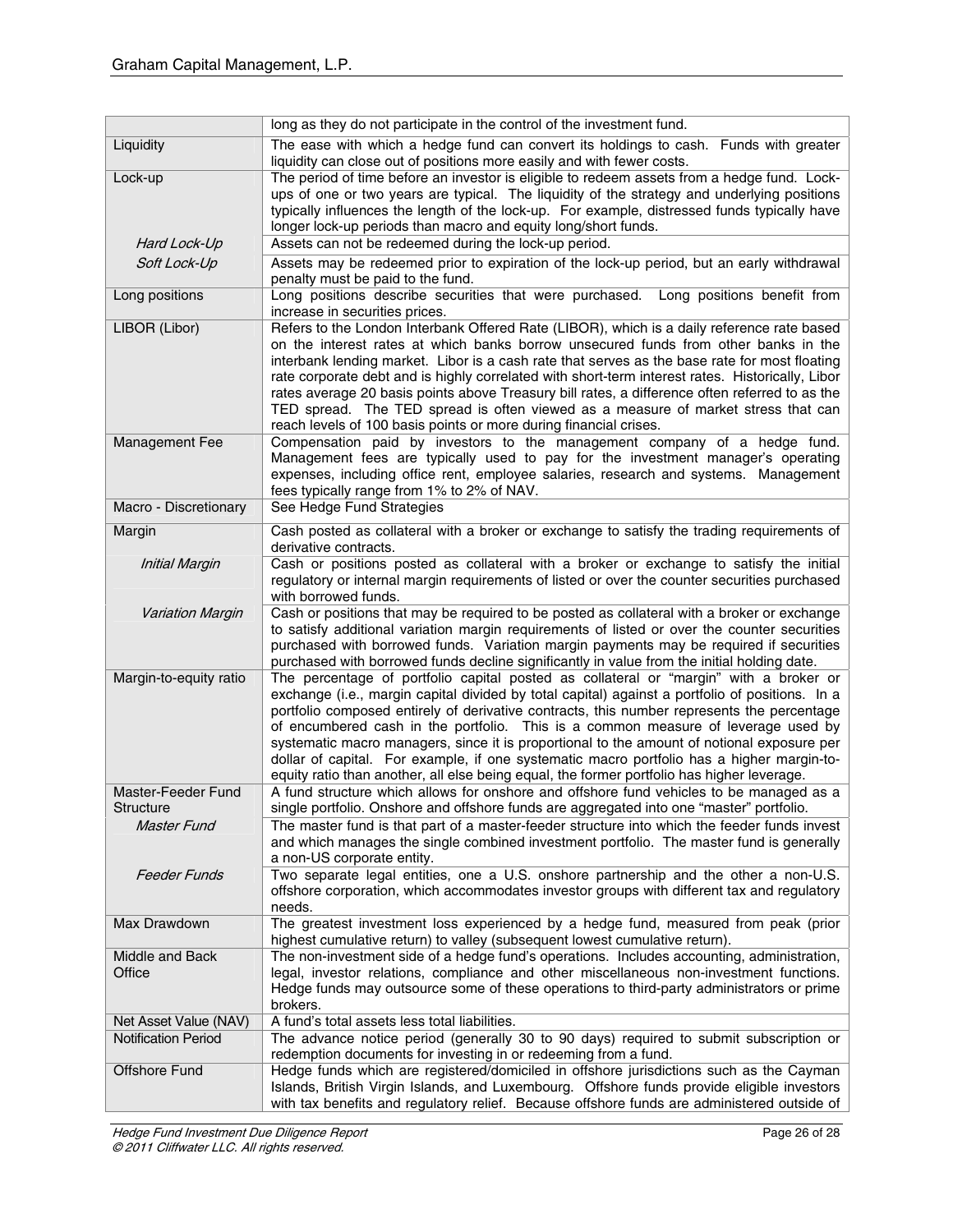| | |
|---|---|
| | long as they do not participate in the control of the investment fund. |
| Liquidity | The ease with which a hedge fund can convert its holdings to cash. Funds with greater liquidity can close out of positions more easily and with fewer costs. |
| Lock-up | The period of time before an investor is eligible to redeem assets from a hedge fund. Lock-ups of one or two years are typical. The liquidity of the strategy and underlying positions typically influences the length of the lock-up. For example, distressed funds typically have longer lock-up periods than macro and equity long/short funds. |
| *Hard Lock-Up* | Assets can not be redeemed during the lock-up period. |
| *Soft Lock-Up* | Assets may be redeemed prior to expiration of the lock-up period, but an early withdrawal penalty must be paid to the fund. |
| Long positions | Long positions describe securities that were purchased. Long positions benefit from increase in securities prices. |
| LIBOR (Libor) | Refers to the London Interbank Offered Rate (LIBOR), which is a daily reference rate based on the interest rates at which banks borrow unsecured funds from other banks in the interbank lending market. Libor is a cash rate that serves as the base rate for most floating rate corporate debt and is highly correlated with short-term interest rates. Historically, Libor rates average 20 basis points above Treasury bill rates, a difference often referred to as the TED spread. The TED spread is often viewed as a measure of market stress that can reach levels of 100 basis points or more during financial crises. |
| Management Fee | Compensation paid by investors to the management company of a hedge fund. Management fees are typically used to pay for the investment manager's operating expenses, including office rent, employee salaries, research and systems. Management fees typically range from 1% to 2% of NAV. |
| Macro - Discretionary | See Hedge Fund Strategies |
| Margin | Cash posted as collateral with a broker or exchange to satisfy the trading requirements of derivative contracts. |
| *Initial Margin* | Cash or positions posted as collateral with a broker or exchange to satisfy the initial regulatory or internal margin requirements of listed or over the counter securities purchased with borrowed funds. |
| *Variation Margin* | Cash or positions that may be required to be posted as collateral with a broker or exchange to satisfy additional variation margin requirements of listed or over the counter securities purchased with borrowed funds. Variation margin payments may be required if securities purchased with borrowed funds decline significantly in value from the initial holding date. |
| Margin-to-equity ratio | The percentage of portfolio capital posted as collateral or "margin" with a broker or exchange (i.e., margin capital divided by total capital) against a portfolio of positions. In a portfolio composed entirely of derivative contracts, this number represents the percentage of encumbered cash in the portfolio. This is a common measure of leverage used by systematic macro managers, since it is proportional to the amount of notional exposure per dollar of capital. For example, if one systematic macro portfolio has a higher margin-to-equity ratio than another, all else being equal, the former portfolio has higher leverage. |
| Master-Feeder Fund Structure | A fund structure which allows for onshore and offshore fund vehicles to be managed as a single portfolio. Onshore and offshore funds are aggregated into one "master" portfolio. |
| *Master Fund* | The master fund is that part of a master-feeder structure into which the feeder funds invest and which manages the single combined investment portfolio. The master fund is generally a non-US corporate entity. |
| *Feeder Funds* | Two separate legal entities, one a U.S. onshore partnership and the other a non-U.S. offshore corporation, which accommodates investor groups with different tax and regulatory needs. |
| Max Drawdown | The greatest investment loss experienced by a hedge fund, measured from peak (prior highest cumulative return) to valley (subsequent lowest cumulative return). |
| Middle and Back Office | The non-investment side of a hedge fund's operations. Includes accounting, administration, legal, investor relations, compliance and other miscellaneous non-investment functions. Hedge funds may outsource some of these operations to third-party administrators or prime brokers. |
| Net Asset Value (NAV) | A fund's total assets less total liabilities. |
| Notification Period | The advance notice period (generally 30 to 90 days) required to submit subscription or redemption documents for investing in or redeeming from a fund. |
| Offshore Fund | Hedge funds which are registered/domiciled in offshore jurisdictions such as the Cayman Islands, British Virgin Islands, and Luxembourg. Offshore funds provide eligible investors with tax benefits and regulatory relief. Because offshore funds are administered outside of |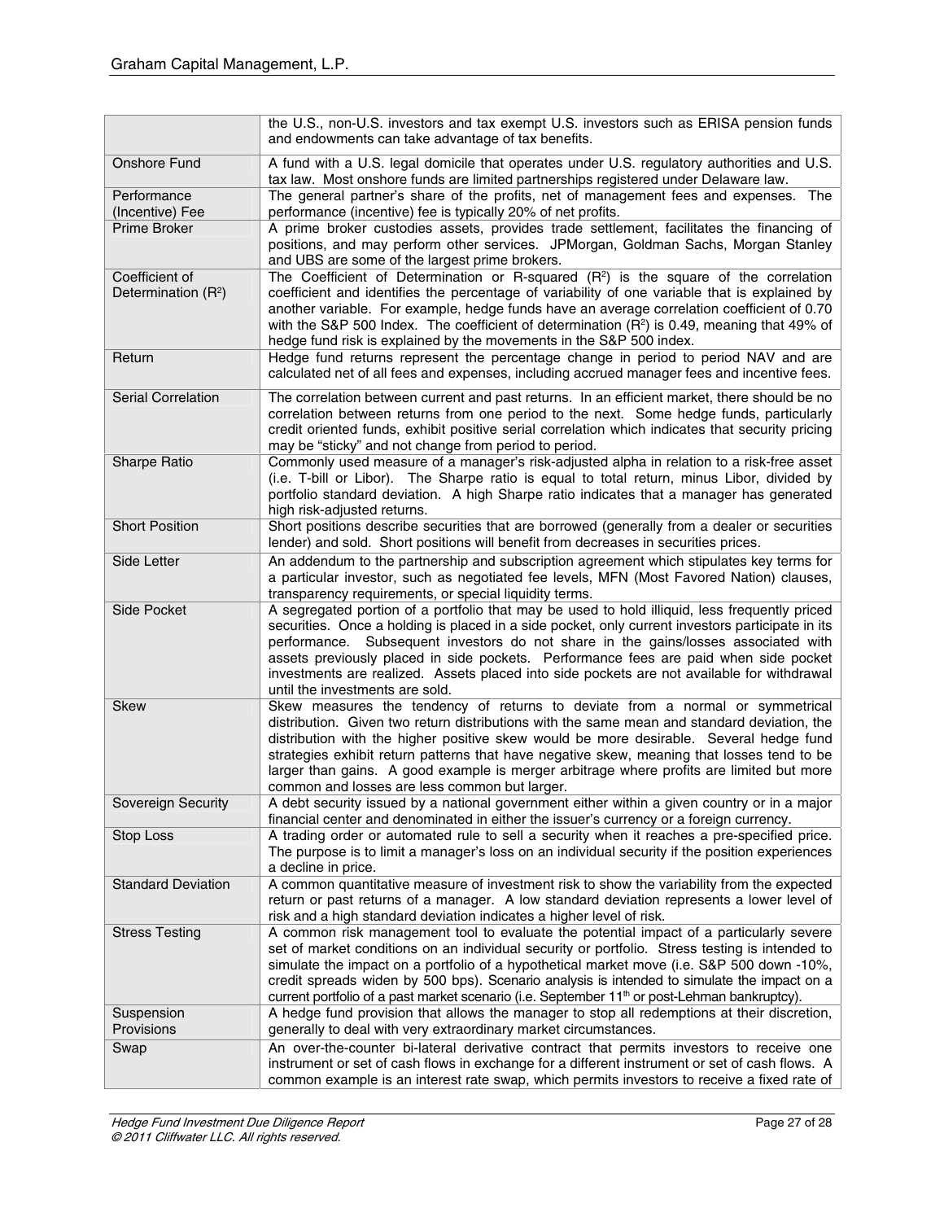| | |
|---|---|
| | the U.S., non-U.S. investors and tax exempt U.S. investors such as ERISA pension funds and endowments can take advantage of tax benefits. |
| Onshore Fund | A fund with a U.S. legal domicile that operates under U.S. regulatory authorities and U.S. tax law. Most onshore funds are limited partnerships registered under Delaware law. |
| Performance (Incentive) Fee | The general partner's share of the profits, net of management fees and expenses. The performance (incentive) fee is typically 20% of net profits. |
| Prime Broker | A prime broker custodies assets, provides trade settlement, facilitates the financing of positions, and may perform other services. JPMorgan, Goldman Sachs, Morgan Stanley and UBS are some of the largest prime brokers. |
| Coefficient of Determination ($R^2$) | The Coefficient of Determination or R-squared ($R^2$) is the square of the correlation coefficient and identifies the percentage of variability of one variable that is explained by another variable. For example, hedge funds have an average correlation coefficient of 0.70 with the S&P 500 Index. The coefficient of determination ($R^2$) is 0.49, meaning that 49% of hedge fund risk is explained by the movements in the S&P 500 index. |
| Return | Hedge fund returns represent the percentage change in period to period NAV and are calculated net of all fees and expenses, including accrued manager fees and incentive fees. |
| Serial Correlation | The correlation between current and past returns. In an efficient market, there should be no correlation between returns from one period to the next. Some hedge funds, particularly credit oriented funds, exhibit positive serial correlation which indicates that security pricing may be "sticky" and not change from period to period. |
| Sharpe Ratio | Commonly used measure of a manager's risk-adjusted alpha in relation to a risk-free asset (i.e. T-bill or Libor). The Sharpe ratio is equal to total return, minus Libor, divided by portfolio standard deviation. A high Sharpe ratio indicates that a manager has generated high risk-adjusted returns. |
| Short Position | Short positions describe securities that are borrowed (generally from a dealer or securities lender) and sold. Short positions will benefit from decreases in securities prices. |
| Side Letter | An addendum to the partnership and subscription agreement which stipulates key terms for a particular investor, such as negotiated fee levels, MFN (Most Favored Nation) clauses, transparency requirements, or special liquidity terms. |
| Side Pocket | A segregated portion of a portfolio that may be used to hold illiquid, less frequently priced securities. Once a holding is placed in a side pocket, only current investors participate in its performance. Subsequent investors do not share in the gains/losses associated with assets previously placed in side pockets. Performance fees are paid when side pocket investments are realized. Assets placed into side pockets are not available for withdrawal until the investments are sold. |
| Skew | Skew measures the tendency of returns to deviate from a normal or symmetrical distribution. Given two return distributions with the same mean and standard deviation, the distribution with the higher positive skew would be more desirable. Several hedge fund strategies exhibit return patterns that have negative skew, meaning that losses tend to be larger than gains. A good example is merger arbitrage where profits are limited but more common and losses are less common but larger. |
| Sovereign Security | A debt security issued by a national government either within a given country or in a major financial center and denominated in either the issuer's currency or a foreign currency. |
| Stop Loss | A trading order or automated rule to sell a security when it reaches a pre-specified price. The purpose is to limit a manager's loss on an individual security if the position experiences a decline in price. |
| Standard Deviation | A common quantitative measure of investment risk to show the variability from the expected return or past returns of a manager. A low standard deviation represents a lower level of risk and a high standard deviation indicates a higher level of risk. |
| Stress Testing | A common risk management tool to evaluate the potential impact of a particularly severe set of market conditions on an individual security or portfolio. Stress testing is intended to simulate the impact on a portfolio of a hypothetical market move (i.e. S&P 500 down -10%, credit spreads widen by 500 bps). Scenario analysis is intended to simulate the impact on a current portfolio of a past market scenario (i.e. September 11th or post-Lehman bankruptcy). |
| Suspension Provisions | A hedge fund provision that allows the manager to stop all redemptions at their discretion, generally to deal with very extraordinary market circumstances. |
| Swap | An over-the-counter bi-lateral derivative contract that permits investors to receive one instrument or set of cash flows in exchange for a different instrument or set of cash flows. A common example is an interest rate swap, which permits investors to receive a fixed rate of |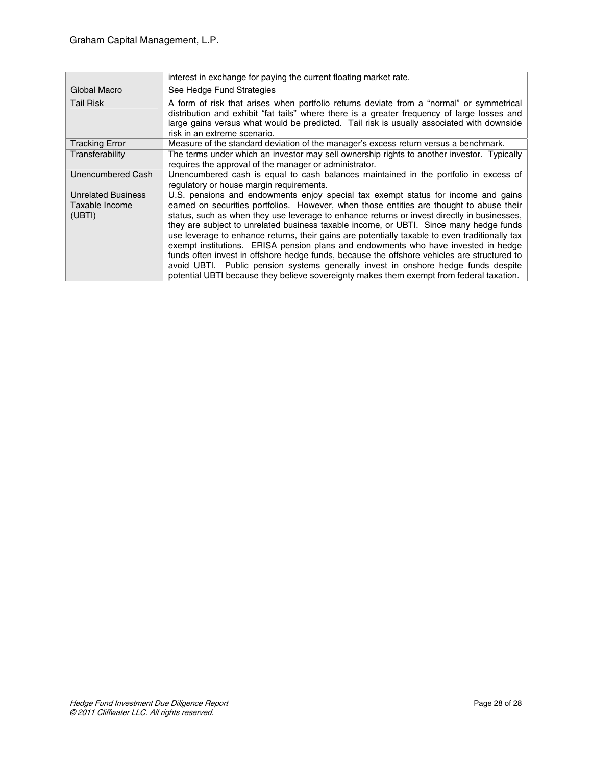| | |
|---|---|
| | interest in exchange for paying the current floating market rate. |
| Global Macro | See Hedge Fund Strategies |
| Tail Risk | A form of risk that arises when portfolio returns deviate from a "normal" or symmetrical distribution and exhibit "fat tails" where there is a greater frequency of large losses and large gains versus what would be predicted. Tail risk is usually associated with downside risk in an extreme scenario. |
| Tracking Error | Measure of the standard deviation of the manager's excess return versus a benchmark. |
| Transferability | The terms under which an investor may sell ownership rights to another investor. Typically requires the approval of the manager or administrator. |
| Unencumbered Cash | Unencumbered cash is equal to cash balances maintained in the portfolio in excess of regulatory or house margin requirements. |
| Unrelated Business Taxable Income (UBTI) | U.S. pensions and endowments enjoy special tax exempt status for income and gains earned on securities portfolios. However, when those entities are thought to abuse their status, such as when they use leverage to enhance returns or invest directly in businesses, they are subject to unrelated business taxable income, or UBTI. Since many hedge funds use leverage to enhance returns, their gains are potentially taxable to even traditionally tax exempt institutions. ERISA pension plans and endowments who have invested in hedge funds often invest in offshore hedge funds, because the offshore vehicles are structured to avoid UBTI. Public pension systems generally invest in onshore hedge funds despite potential UBTI because they believe sovereignty makes them exempt from federal taxation. |